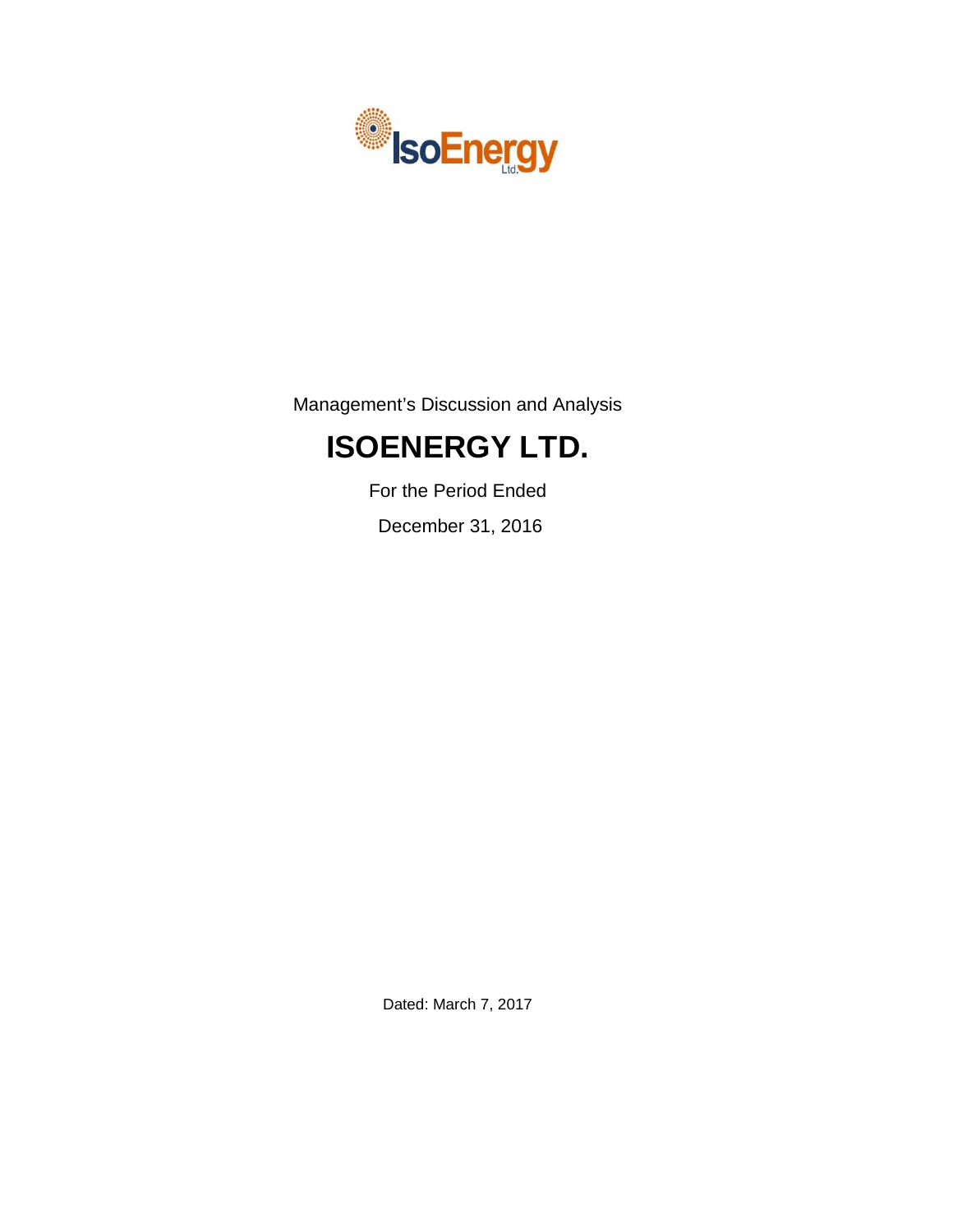Management's Discussion and Analysis

# ISOENERGY LTD.

For the Period Ended

December 31, 2016

Dated: March 7, 2017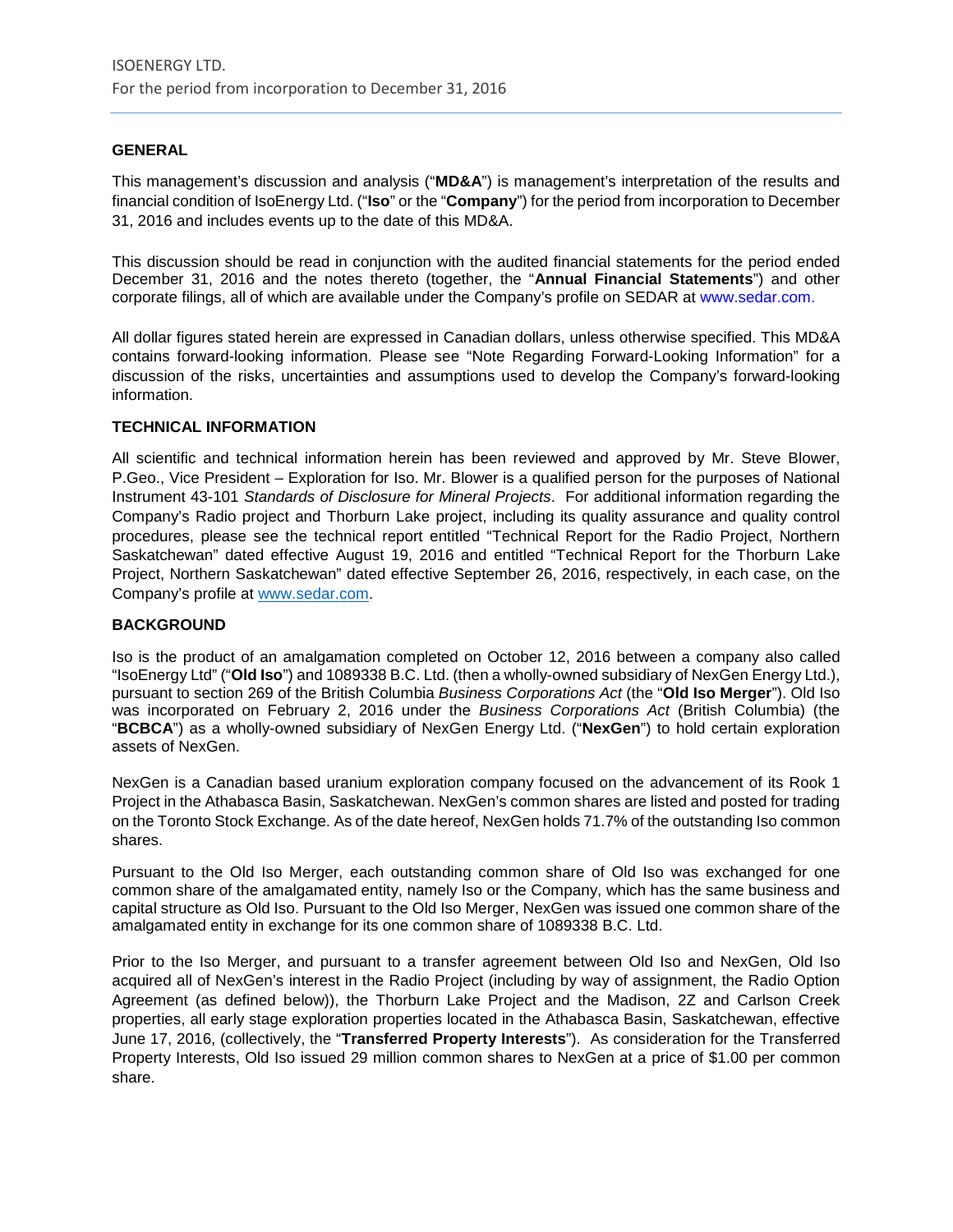## GENERAL

This management's discussion and analysis ("**MD&A**") is management's interpretation of the results and financial condition of IsoEnergy Ltd. ("**Iso**" or the "**Company**") for the period from incorporation to December 31, 2016 and includes events up to the date of this MD&A.

This discussion should be read in conjunction with the audited financial statements for the period ended December 31, 2016 and the notes thereto (together, the "**Annual Financial Statements**") and other corporate filings, all of which are available under the Company's profile on SEDAR at www.sedar.com.

All dollar figures stated herein are expressed in Canadian dollars, unless otherwise specified. This MD&A contains forward-looking information. Please see "Note Regarding Forward-Looking Information" for a discussion of the risks, uncertainties and assumptions used to develop the Company's forward-looking information.

## TECHNICAL INFORMATION

All scientific and technical information herein has been reviewed and approved by Mr. Steve Blower, P.Geo., Vice President – Exploration for Iso. Mr. Blower is a qualified person for the purposes of National Instrument 43-101 *Standards of Disclosure for Mineral Projects*. For additional information regarding the Company's Radio project and Thorburn Lake project, including its quality assurance and quality control procedures, please see the technical report entitled "Technical Report for the Radio Project, Northern Saskatchewan" dated effective August 19, 2016 and entitled "Technical Report for the Thorburn Lake Project, Northern Saskatchewan" dated effective September 26, 2016, respectively, in each case, on the Company's profile at www.sedar.com.

## BACKGROUND

Iso is the product of an amalgamation completed on October 12, 2016 between a company also called "IsoEnergy Ltd" ("**Old Iso**") and 1089338 B.C. Ltd. (then a wholly-owned subsidiary of NexGen Energy Ltd.), pursuant to section 269 of the British Columbia *Business Corporations Act* (the "**Old Iso Merger**"). Old Iso was incorporated on February 2, 2016 under the *Business Corporations Act* (British Columbia) (the "**BCBCA**") as a wholly-owned subsidiary of NexGen Energy Ltd. ("**NexGen**") to hold certain exploration assets of NexGen.

NexGen is a Canadian based uranium exploration company focused on the advancement of its Rook 1 Project in the Athabasca Basin, Saskatchewan. NexGen's common shares are listed and posted for trading on the Toronto Stock Exchange. As of the date hereof, NexGen holds 71.7% of the outstanding Iso common shares.

Pursuant to the Old Iso Merger, each outstanding common share of Old Iso was exchanged for one common share of the amalgamated entity, namely Iso or the Company, which has the same business and capital structure as Old Iso. Pursuant to the Old Iso Merger, NexGen was issued one common share of the amalgamated entity in exchange for its one common share of 1089338 B.C. Ltd.

Prior to the Iso Merger, and pursuant to a transfer agreement between Old Iso and NexGen, Old Iso acquired all of NexGen's interest in the Radio Project (including by way of assignment, the Radio Option Agreement (as defined below)), the Thorburn Lake Project and the Madison, 2Z and Carlson Creek properties, all early stage exploration properties located in the Athabasca Basin, Saskatchewan, effective June 17, 2016, (collectively, the "**Transferred Property Interests**"). As consideration for the Transferred Property Interests, Old Iso issued 29 million common shares to NexGen at a price of $1.00 per common share.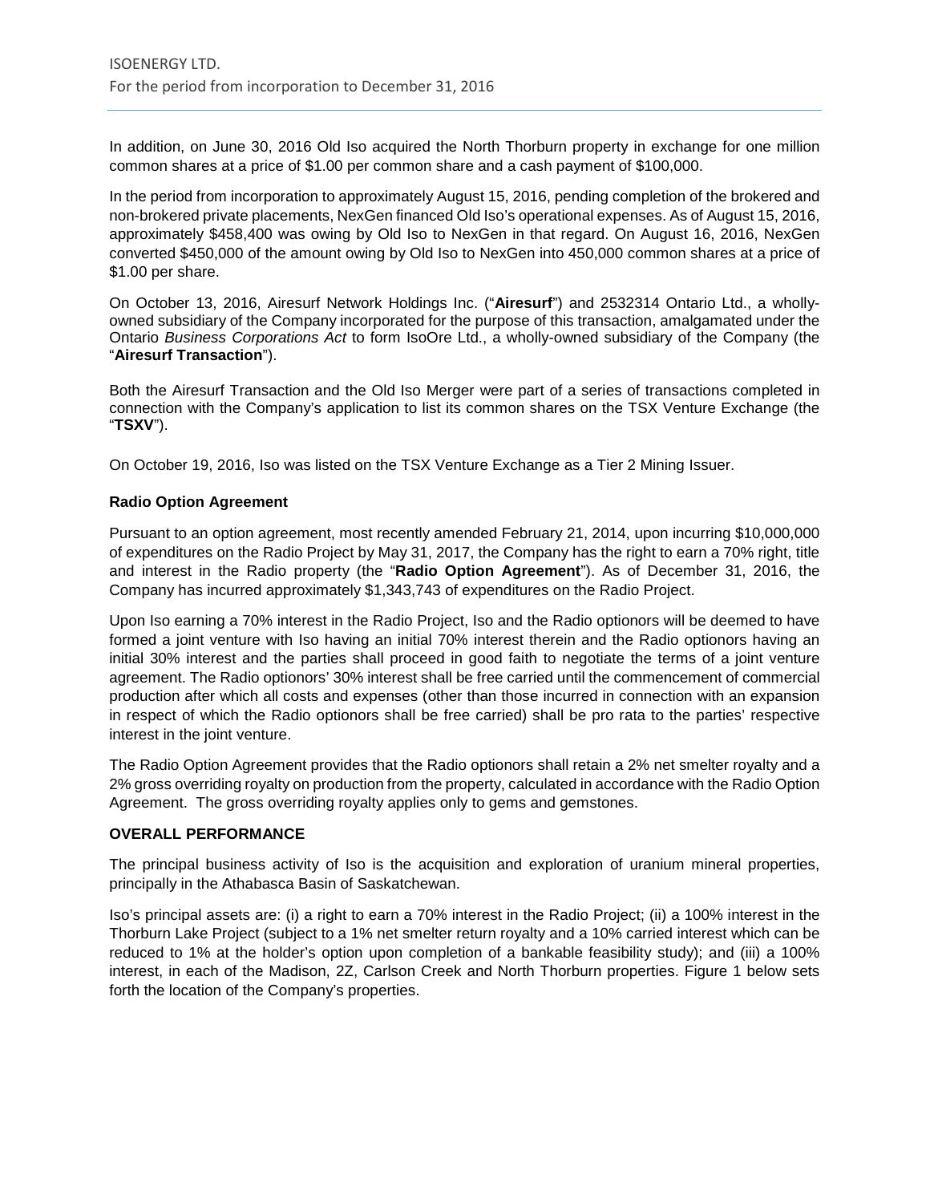In addition, on June 30, 2016 Old Iso acquired the North Thorburn property in exchange for one million common shares at a price of $1.00 per common share and a cash payment of $100,000.

In the period from incorporation to approximately August 15, 2016, pending completion of the brokered and non-brokered private placements, NexGen financed Old Iso's operational expenses. As of August 15, 2016, approximately $458,400 was owing by Old Iso to NexGen in that regard. On August 16, 2016, NexGen converted $450,000 of the amount owing by Old Iso to NexGen into 450,000 common shares at a price of $1.00 per share.

On October 13, 2016, Airesurf Network Holdings Inc. ("**Airesurf**") and 2532314 Ontario Ltd., a wholly-owned subsidiary of the Company incorporated for the purpose of this transaction, amalgamated under the Ontario *Business Corporations Act* to form IsoOre Ltd., a wholly-owned subsidiary of the Company (the "**Airesurf Transaction**").

Both the Airesurf Transaction and the Old Iso Merger were part of a series of transactions completed in connection with the Company's application to list its common shares on the TSX Venture Exchange (the "**TSXV**").

On October 19, 2016, Iso was listed on the TSX Venture Exchange as a Tier 2 Mining Issuer.

**Radio Option Agreement**

Pursuant to an option agreement, most recently amended February 21, 2014, upon incurring $10,000,000 of expenditures on the Radio Project by May 31, 2017, the Company has the right to earn a 70% right, title and interest in the Radio property (the "**Radio Option Agreement**"). As of December 31, 2016, the Company has incurred approximately $1,343,743 of expenditures on the Radio Project.

Upon Iso earning a 70% interest in the Radio Project, Iso and the Radio optionors will be deemed to have formed a joint venture with Iso having an initial 70% interest therein and the Radio optionors having an initial 30% interest and the parties shall proceed in good faith to negotiate the terms of a joint venture agreement. The Radio optionors' 30% interest shall be free carried until the commencement of commercial production after which all costs and expenses (other than those incurred in connection with an expansion in respect of which the Radio optionors shall be free carried) shall be pro rata to the parties' respective interest in the joint venture.

The Radio Option Agreement provides that the Radio optionors shall retain a 2% net smelter royalty and a 2% gross overriding royalty on production from the property, calculated in accordance with the Radio Option Agreement. The gross overriding royalty applies only to gems and gemstones.

**OVERALL PERFORMANCE**

The principal business activity of Iso is the acquisition and exploration of uranium mineral properties, principally in the Athabasca Basin of Saskatchewan.

Iso's principal assets are: (i) a right to earn a 70% interest in the Radio Project; (ii) a 100% interest in the Thorburn Lake Project (subject to a 1% net smelter return royalty and a 10% carried interest which can be reduced to 1% at the holder's option upon completion of a bankable feasibility study); and (iii) a 100% interest, in each of the Madison, 2Z, Carlson Creek and North Thorburn properties. Figure 1 below sets forth the location of the Company's properties.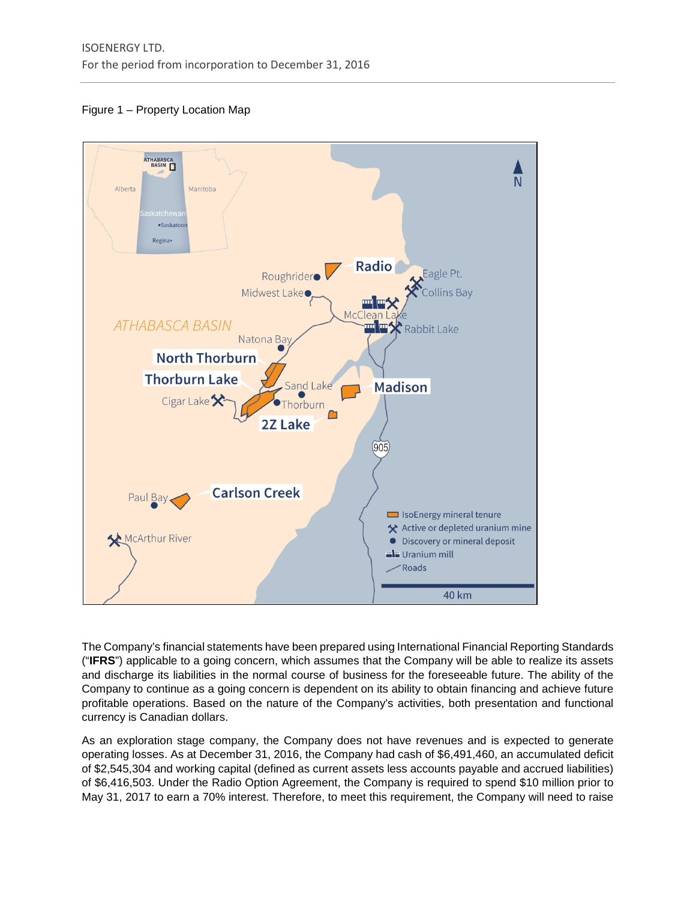Figure 1 – Property Location Map

The Company's financial statements have been prepared using International Financial Reporting Standards ("**IFRS**") applicable to a going concern, which assumes that the Company will be able to realize its assets and discharge its liabilities in the normal course of business for the foreseeable future. The ability of the Company to continue as a going concern is dependent on its ability to obtain financing and achieve future profitable operations. Based on the nature of the Company's activities, both presentation and functional currency is Canadian dollars.

As an exploration stage company, the Company does not have revenues and is expected to generate operating losses. As at December 31, 2016, the Company had cash of $6,491,460, an accumulated deficit of $2,545,304 and working capital (defined as current assets less accounts payable and accrued liabilities) of $6,416,503. Under the Radio Option Agreement, the Company is required to spend $10 million prior to May 31, 2017 to earn a 70% interest. Therefore, to meet this requirement, the Company will need to raise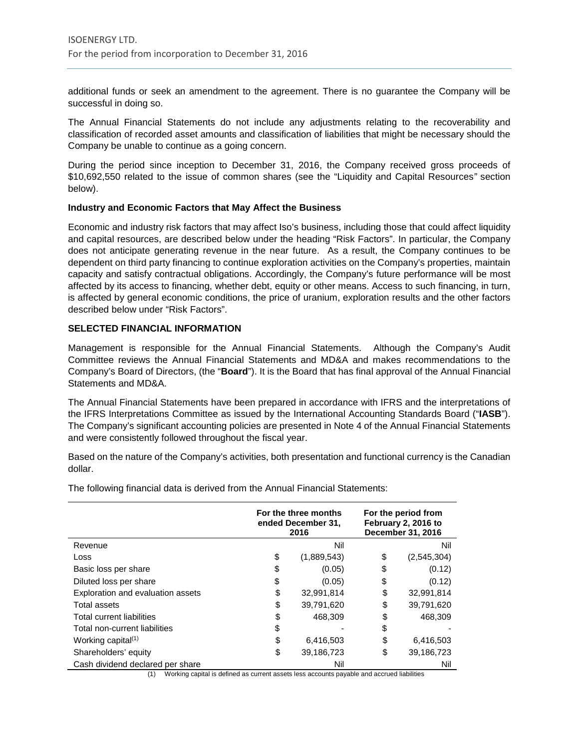additional funds or seek an amendment to the agreement. There is no guarantee the Company will be successful in doing so.

The Annual Financial Statements do not include any adjustments relating to the recoverability and classification of recorded asset amounts and classification of liabilities that might be necessary should the Company be unable to continue as a going concern.

During the period since inception to December 31, 2016, the Company received gross proceeds of $10,692,550 related to the issue of common shares (see the "Liquidity and Capital Resources" section below).

**Industry and Economic Factors that May Affect the Business**

Economic and industry risk factors that may affect Iso's business, including those that could affect liquidity and capital resources, are described below under the heading "Risk Factors". In particular, the Company does not anticipate generating revenue in the near future. As a result, the Company continues to be dependent on third party financing to continue exploration activities on the Company's properties, maintain capacity and satisfy contractual obligations. Accordingly, the Company's future performance will be most affected by its access to financing, whether debt, equity or other means. Access to such financing, in turn, is affected by general economic conditions, the price of uranium, exploration results and the other factors described below under "Risk Factors".

## SELECTED FINANCIAL INFORMATION

Management is responsible for the Annual Financial Statements. Although the Company's Audit Committee reviews the Annual Financial Statements and MD&A and makes recommendations to the Company's Board of Directors, (the "**Board**"). It is the Board that has final approval of the Annual Financial Statements and MD&A.

The Annual Financial Statements have been prepared in accordance with IFRS and the interpretations of the IFRS Interpretations Committee as issued by the International Accounting Standards Board ("**IASB**"). The Company's significant accounting policies are presented in Note 4 of the Annual Financial Statements and were consistently followed throughout the fiscal year.

Based on the nature of the Company's activities, both presentation and functional currency is the Canadian dollar.

The following financial data is derived from the Annual Financial Statements:

| | For the three months ended December 31, 2016 | For the period from February 2, 2016 to December 31, 2016 |
|---|---|---|
| Revenue | Nil | Nil |
| Loss | $ (1,889,543) | $ (2,545,304) |
| Basic loss per share | $ (0.05) | $ (0.12) |
| Diluted loss per share | $ (0.05) | $ (0.12) |
| Exploration and evaluation assets | $ 32,991,814 | $ 32,991,814 |
| Total assets | $ 39,791,620 | $ 39,791,620 |
| Total current liabilities | $ 468,309 | $ 468,309 |
| Total non-current liabilities | $ - | $ - |
| Working capital[(1)] | $ 6,416,503 | $ 6,416,503 |
| Shareholders' equity | $ 39,186,723 | $ 39,186,723 |
| Cash dividend declared per share | Nil | Nil |

(1) Working capital is defined as current assets less accounts payable and accrued liabilities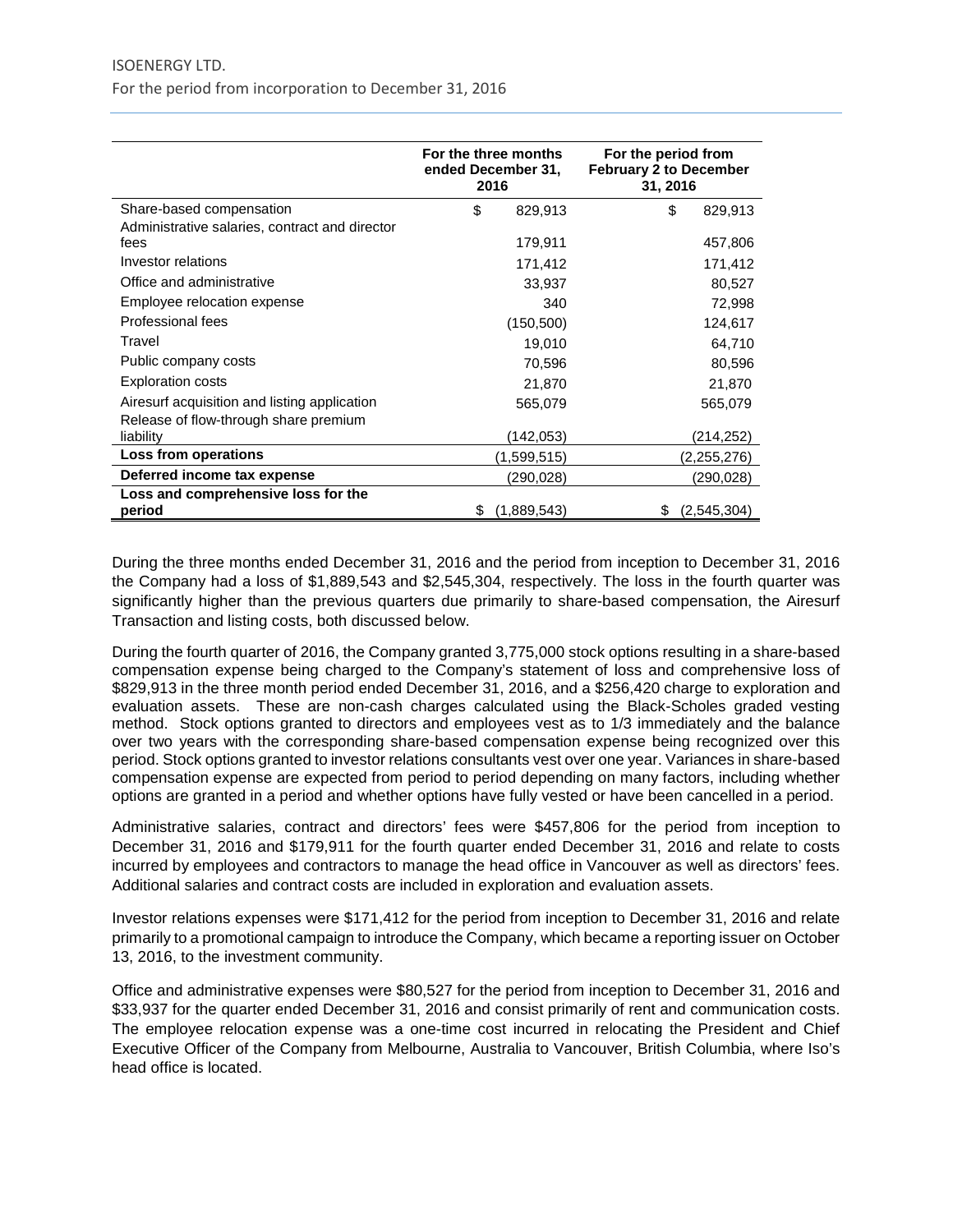|  | For the three months ended December 31, 2016 | For the period from February 2 to December 31, 2016 |
| --- | --- | --- |
| Share-based compensation | $ 829,913 | $ 829,913 |
| Administrative salaries, contract and director fees | 179,911 | 457,806 |
| Investor relations | 171,412 | 171,412 |
| Office and administrative | 33,937 | 80,527 |
| Employee relocation expense | 340 | 72,998 |
| Professional fees | (150,500) | 124,617 |
| Travel | 19,010 | 64,710 |
| Public company costs | 70,596 | 80,596 |
| Exploration costs | 21,870 | 21,870 |
| Airesurf acquisition and listing application | 565,079 | 565,079 |
| Release of flow-through share premium liability | (142,053) | (214,252) |
| **Loss from operations** | (1,599,515) | (2,255,276) |
| **Deferred income tax expense** | (290,028) | (290,028) |
| **Loss and comprehensive loss for the period** | $ (1,889,543) | $ (2,545,304) |

During the three months ended December 31, 2016 and the period from inception to December 31, 2016 the Company had a loss of $1,889,543 and $2,545,304, respectively. The loss in the fourth quarter was significantly higher than the previous quarters due primarily to share-based compensation, the Airesurf Transaction and listing costs, both discussed below.

During the fourth quarter of 2016, the Company granted 3,775,000 stock options resulting in a share-based compensation expense being charged to the Company's statement of loss and comprehensive loss of $829,913 in the three month period ended December 31, 2016, and a $256,420 charge to exploration and evaluation assets. These are non-cash charges calculated using the Black-Scholes graded vesting method. Stock options granted to directors and employees vest as to 1/3 immediately and the balance over two years with the corresponding share-based compensation expense being recognized over this period. Stock options granted to investor relations consultants vest over one year. Variances in share-based compensation expense are expected from period to period depending on many factors, including whether options are granted in a period and whether options have fully vested or have been cancelled in a period.

Administrative salaries, contract and directors' fees were $457,806 for the period from inception to December 31, 2016 and $179,911 for the fourth quarter ended December 31, 2016 and relate to costs incurred by employees and contractors to manage the head office in Vancouver as well as directors' fees. Additional salaries and contract costs are included in exploration and evaluation assets.

Investor relations expenses were $171,412 for the period from inception to December 31, 2016 and relate primarily to a promotional campaign to introduce the Company, which became a reporting issuer on October 13, 2016, to the investment community.

Office and administrative expenses were $80,527 for the period from inception to December 31, 2016 and $33,937 for the quarter ended December 31, 2016 and consist primarily of rent and communication costs. The employee relocation expense was a one-time cost incurred in relocating the President and Chief Executive Officer of the Company from Melbourne, Australia to Vancouver, British Columbia, where Iso's head office is located.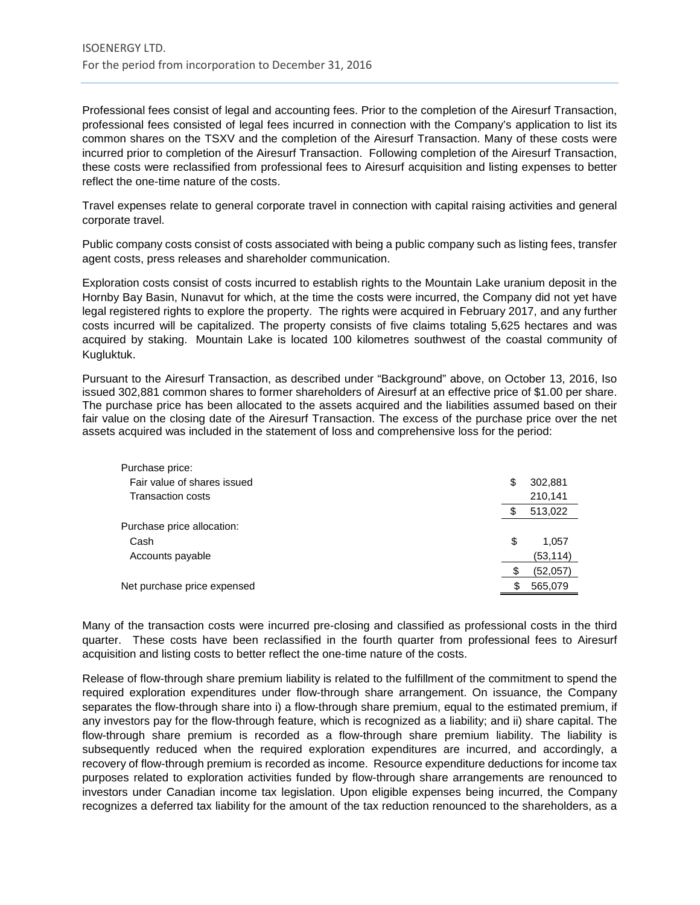Professional fees consist of legal and accounting fees. Prior to the completion of the Airesurf Transaction, professional fees consisted of legal fees incurred in connection with the Company's application to list its common shares on the TSXV and the completion of the Airesurf Transaction. Many of these costs were incurred prior to completion of the Airesurf Transaction. Following completion of the Airesurf Transaction, these costs were reclassified from professional fees to Airesurf acquisition and listing expenses to better reflect the one-time nature of the costs.

Travel expenses relate to general corporate travel in connection with capital raising activities and general corporate travel.

Public company costs consist of costs associated with being a public company such as listing fees, transfer agent costs, press releases and shareholder communication.

Exploration costs consist of costs incurred to establish rights to the Mountain Lake uranium deposit in the Hornby Bay Basin, Nunavut for which, at the time the costs were incurred, the Company did not yet have legal registered rights to explore the property. The rights were acquired in February 2017, and any further costs incurred will be capitalized. The property consists of five claims totaling 5,625 hectares and was acquired by staking. Mountain Lake is located 100 kilometres southwest of the coastal community of Kugluktuk.

Pursuant to the Airesurf Transaction, as described under "Background" above, on October 13, 2016, Iso issued 302,881 common shares to former shareholders of Airesurf at an effective price of $1.00 per share. The purchase price has been allocated to the assets acquired and the liabilities assumed based on their fair value on the closing date of the Airesurf Transaction. The excess of the purchase price over the net assets acquired was included in the statement of loss and comprehensive loss for the period:

| | |
|---|---|
| Purchase price: | |
| Fair value of shares issued | $ 302,881 |
| Transaction costs | 210,141 |
| | $ 513,022 |
| Purchase price allocation: | |
| Cash | $ 1,057 |
| Accounts payable | (53,114) |
| | $ (52,057) |
| Net purchase price expensed | $ 565,079 |

Many of the transaction costs were incurred pre-closing and classified as professional costs in the third quarter. These costs have been reclassified in the fourth quarter from professional fees to Airesurf acquisition and listing costs to better reflect the one-time nature of the costs.

Release of flow-through share premium liability is related to the fulfillment of the commitment to spend the required exploration expenditures under flow-through share arrangement. On issuance, the Company separates the flow-through share into i) a flow-through share premium, equal to the estimated premium, if any investors pay for the flow-through feature, which is recognized as a liability; and ii) share capital. The flow-through share premium is recorded as a flow-through share premium liability. The liability is subsequently reduced when the required exploration expenditures are incurred, and accordingly, a recovery of flow-through premium is recorded as income. Resource expenditure deductions for income tax purposes related to exploration activities funded by flow-through share arrangements are renounced to investors under Canadian income tax legislation. Upon eligible expenses being incurred, the Company recognizes a deferred tax liability for the amount of the tax reduction renounced to the shareholders, as a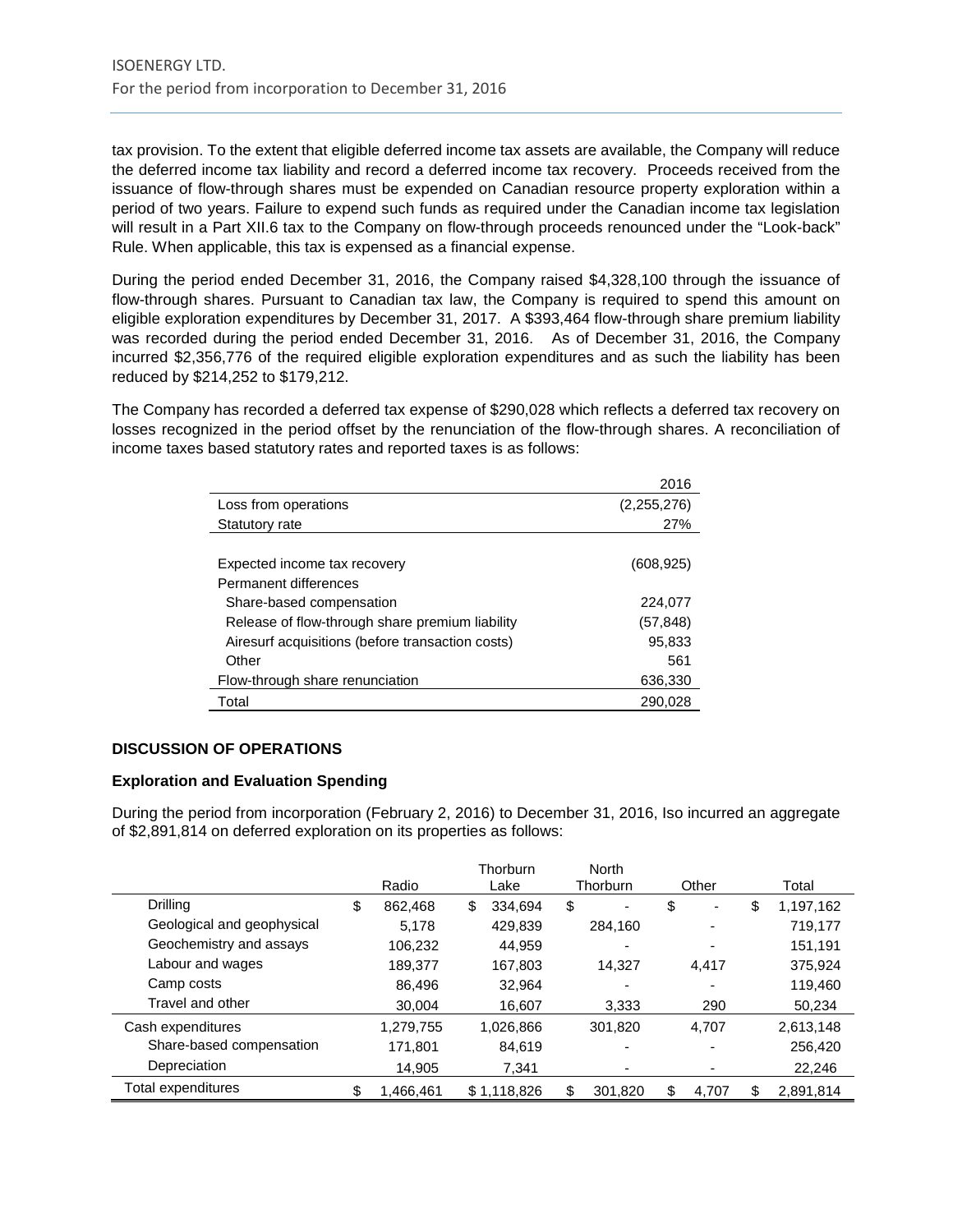tax provision. To the extent that eligible deferred income tax assets are available, the Company will reduce the deferred income tax liability and record a deferred income tax recovery. Proceeds received from the issuance of flow-through shares must be expended on Canadian resource property exploration within a period of two years. Failure to expend such funds as required under the Canadian income tax legislation will result in a Part XII.6 tax to the Company on flow-through proceeds renounced under the "Look-back" Rule. When applicable, this tax is expensed as a financial expense.

During the period ended December 31, 2016, the Company raised $4,328,100 through the issuance of flow-through shares. Pursuant to Canadian tax law, the Company is required to spend this amount on eligible exploration expenditures by December 31, 2017. A $393,464 flow-through share premium liability was recorded during the period ended December 31, 2016. As of December 31, 2016, the Company incurred $2,356,776 of the required eligible exploration expenditures and as such the liability has been reduced by $214,252 to $179,212.

The Company has recorded a deferred tax expense of $290,028 which reflects a deferred tax recovery on losses recognized in the period offset by the renunciation of the flow-through shares. A reconciliation of income taxes based statutory rates and reported taxes is as follows:

| | 2016 |
|---|---|
| Loss from operations | (2,255,276) |
| Statutory rate | 27% |
| | |
| Expected income tax recovery | (608,925) |
| Permanent differences | |
| Share-based compensation | 224,077 |
| Release of flow-through share premium liability | (57,848) |
| Airesurf acquisitions (before transaction costs) | 95,833 |
| Other | 561 |
| Flow-through share renunciation | 636,330 |
| Total | 290,028 |

## DISCUSSION OF OPERATIONS

### Exploration and Evaluation Spending

During the period from incorporation (February 2, 2016) to December 31, 2016, Iso incurred an aggregate of $2,891,814 on deferred exploration on its properties as follows:

| | Radio | Thorburn Lake | North Thorburn | Other | Total |
|---|---|---|---|---|---|
| Drilling | $ 862,468 | $ 334,694 | $ - | $ - | $ 1,197,162 |
| Geological and geophysical | 5,178 | 429,839 | 284,160 | - | 719,177 |
| Geochemistry and assays | 106,232 | 44,959 | - | - | 151,191 |
| Labour and wages | 189,377 | 167,803 | 14,327 | 4,417 | 375,924 |
| Camp costs | 86,496 | 32,964 | - | - | 119,460 |
| Travel and other | 30,004 | 16,607 | 3,333 | 290 | 50,234 |
| Cash expenditures | 1,279,755 | 1,026,866 | 301,820 | 4,707 | 2,613,148 |
| Share-based compensation | 171,801 | 84,619 | - | - | 256,420 |
| Depreciation | 14,905 | 7,341 | - | - | 22,246 |
| Total expenditures | $ 1,466,461 | $ 1,118,826 | $ 301,820 | $ 4,707 | $ 2,891,814 |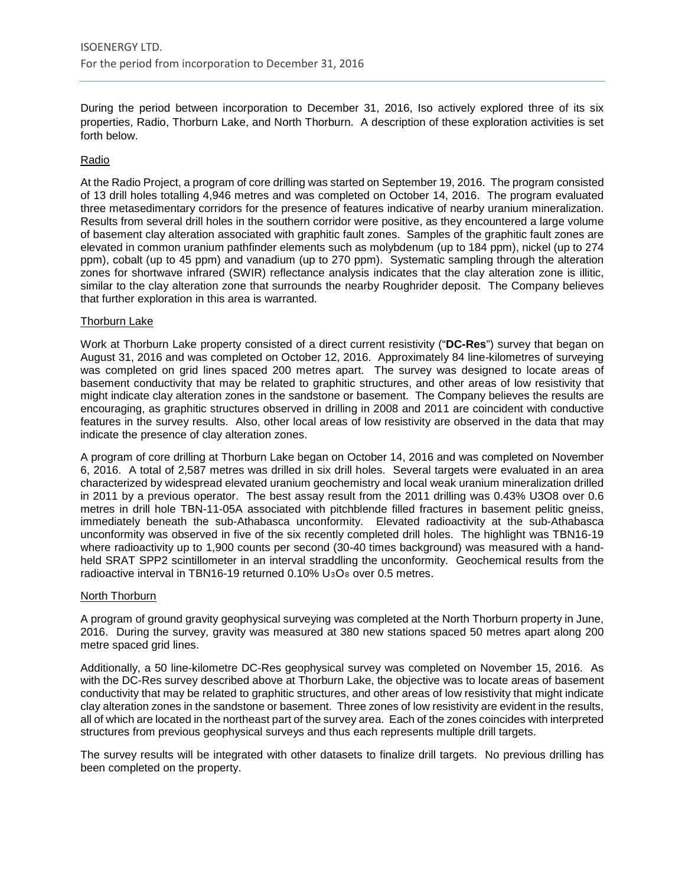During the period between incorporation to December 31, 2016, Iso actively explored three of its six properties, Radio, Thorburn Lake, and North Thorburn. A description of these exploration activities is set forth below.

## Radio

At the Radio Project, a program of core drilling was started on September 19, 2016. The program consisted of 13 drill holes totalling 4,946 metres and was completed on October 14, 2016. The program evaluated three metasedimentary corridors for the presence of features indicative of nearby uranium mineralization. Results from several drill holes in the southern corridor were positive, as they encountered a large volume of basement clay alteration associated with graphitic fault zones. Samples of the graphitic fault zones are elevated in common uranium pathfinder elements such as molybdenum (up to 184 ppm), nickel (up to 274 ppm), cobalt (up to 45 ppm) and vanadium (up to 270 ppm). Systematic sampling through the alteration zones for shortwave infrared (SWIR) reflectance analysis indicates that the clay alteration zone is illitic, similar to the clay alteration zone that surrounds the nearby Roughrider deposit. The Company believes that further exploration in this area is warranted.

## Thorburn Lake

Work at Thorburn Lake property consisted of a direct current resistivity ("**DC-Res**") survey that began on August 31, 2016 and was completed on October 12, 2016. Approximately 84 line-kilometres of surveying was completed on grid lines spaced 200 metres apart. The survey was designed to locate areas of basement conductivity that may be related to graphitic structures, and other areas of low resistivity that might indicate clay alteration zones in the sandstone or basement. The Company believes the results are encouraging, as graphitic structures observed in drilling in 2008 and 2011 are coincident with conductive features in the survey results. Also, other local areas of low resistivity are observed in the data that may indicate the presence of clay alteration zones.

A program of core drilling at Thorburn Lake began on October 14, 2016 and was completed on November 6, 2016. A total of 2,587 metres was drilled in six drill holes. Several targets were evaluated in an area characterized by widespread elevated uranium geochemistry and local weak uranium mineralization drilled in 2011 by a previous operator. The best assay result from the 2011 drilling was 0.43% U3O8 over 0.6 metres in drill hole TBN-11-05A associated with pitchblende filled fractures in basement pelitic gneiss, immediately beneath the sub-Athabasca unconformity. Elevated radioactivity at the sub-Athabasca unconformity was observed in five of the six recently completed drill holes. The highlight was TBN16-19 where radioactivity up to 1,900 counts per second (30-40 times background) was measured with a hand-held SRAT SPP2 scintillometer in an interval straddling the unconformity. Geochemical results from the radioactive interval in TBN16-19 returned 0.10% $U_3O_8$ over 0.5 metres.

## North Thorburn

A program of ground gravity geophysical surveying was completed at the North Thorburn property in June, 2016. During the survey, gravity was measured at 380 new stations spaced 50 metres apart along 200 metre spaced grid lines.

Additionally, a 50 line-kilometre DC-Res geophysical survey was completed on November 15, 2016. As with the DC-Res survey described above at Thorburn Lake, the objective was to locate areas of basement conductivity that may be related to graphitic structures, and other areas of low resistivity that might indicate clay alteration zones in the sandstone or basement. Three zones of low resistivity are evident in the results, all of which are located in the northeast part of the survey area. Each of the zones coincides with interpreted structures from previous geophysical surveys and thus each represents multiple drill targets.

The survey results will be integrated with other datasets to finalize drill targets. No previous drilling has been completed on the property.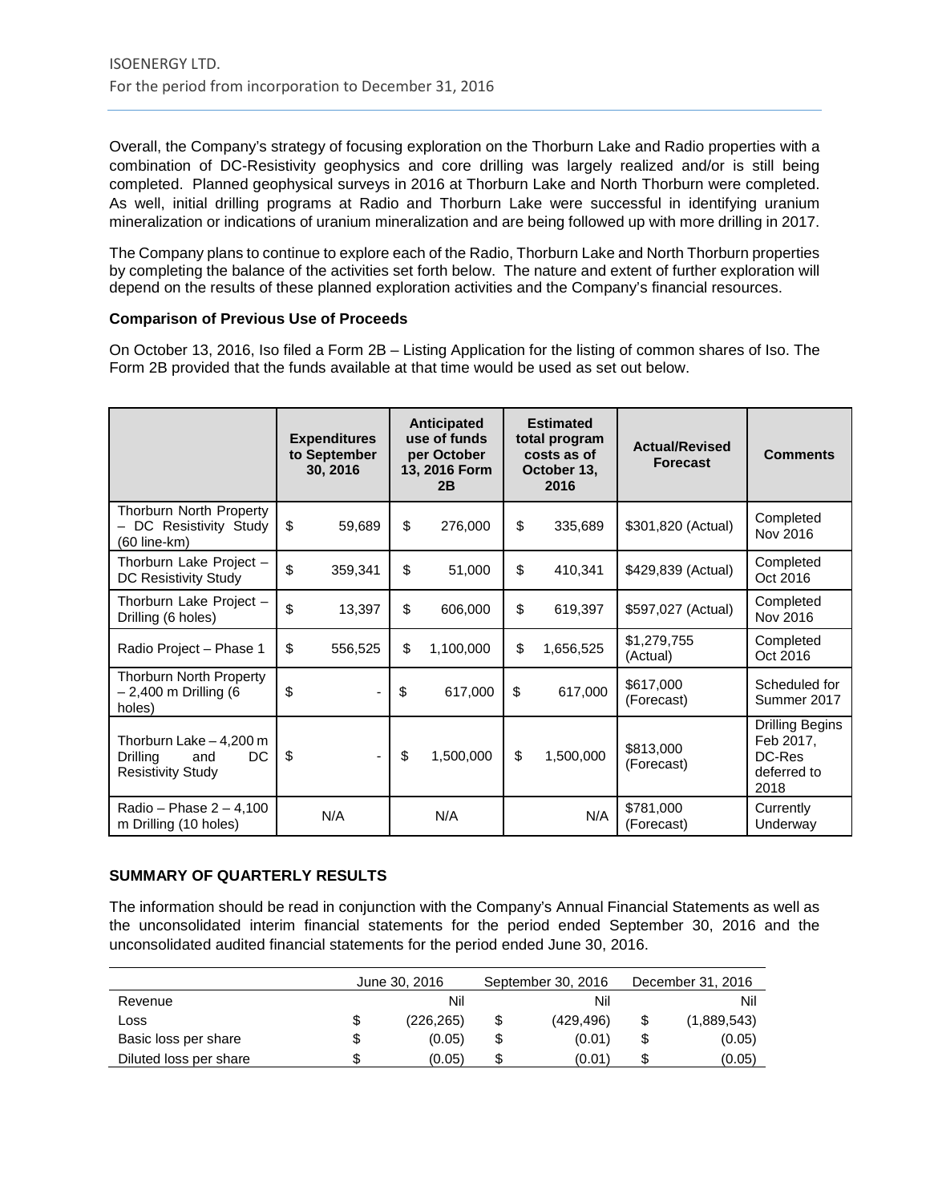Overall, the Company's strategy of focusing exploration on the Thorburn Lake and Radio properties with a combination of DC-Resistivity geophysics and core drilling was largely realized and/or is still being completed. Planned geophysical surveys in 2016 at Thorburn Lake and North Thorburn were completed. As well, initial drilling programs at Radio and Thorburn Lake were successful in identifying uranium mineralization or indications of uranium mineralization and are being followed up with more drilling in 2017.

The Company plans to continue to explore each of the Radio, Thorburn Lake and North Thorburn properties by completing the balance of the activities set forth below. The nature and extent of further exploration will depend on the results of these planned exploration activities and the Company's financial resources.

**Comparison of Previous Use of Proceeds**

On October 13, 2016, Iso filed a Form 2B – Listing Application for the listing of common shares of Iso. The Form 2B provided that the funds available at that time would be used as set out below.

| | Expenditures to September 30, 2016 | Anticipated use of funds per October 13, 2016 Form 2B | Estimated total program costs as of October 13, 2016 | Actual/Revised Forecast | Comments |
|---|---|---|---|---|---|
| Thorburn North Property – DC Resistivity Study (60 line-km) | $ 59,689 | $ 276,000 | $ 335,689 | $301,820 (Actual) | Completed Nov 2016 |
| Thorburn Lake Project – DC Resistivity Study | $ 359,341 | $ 51,000 | $ 410,341 | $429,839 (Actual) | Completed Oct 2016 |
| Thorburn Lake Project – Drilling (6 holes) | $ 13,397 | $ 606,000 | $ 619,397 | $597,027 (Actual) | Completed Nov 2016 |
| Radio Project – Phase 1 | $ 556,525 | $ 1,100,000 | $ 1,656,525 | $1,279,755 (Actual) | Completed Oct 2016 |
| Thorburn North Property – 2,400 m Drilling (6 holes) | $ - | $ 617,000 | $ 617,000 | $617,000 (Forecast) | Scheduled for Summer 2017 |
| Thorburn Lake – 4,200 m Drilling and DC Resistivity Study | $ - | $ 1,500,000 | $ 1,500,000 | $813,000 (Forecast) | Drilling Begins Feb 2017, DC-Res deferred to 2018 |
| Radio – Phase 2 – 4,100 m Drilling (10 holes) | N/A | N/A | N/A | $781,000 (Forecast) | Currently Underway |

**SUMMARY OF QUARTERLY RESULTS**

The information should be read in conjunction with the Company's Annual Financial Statements as well as the unconsolidated interim financial statements for the period ended September 30, 2016 and the unconsolidated audited financial statements for the period ended June 30, 2016.

| | June 30, 2016 | September 30, 2016 | December 31, 2016 |
|---|---|---|---|
| Revenue | Nil | Nil | Nil |
| Loss | $ (226,265) | $ (429,496) | $ (1,889,543) |
| Basic loss per share | $ (0.05) | $ (0.01) | $ (0.05) |
| Diluted loss per share | $ (0.05) | $ (0.01) | $ (0.05) |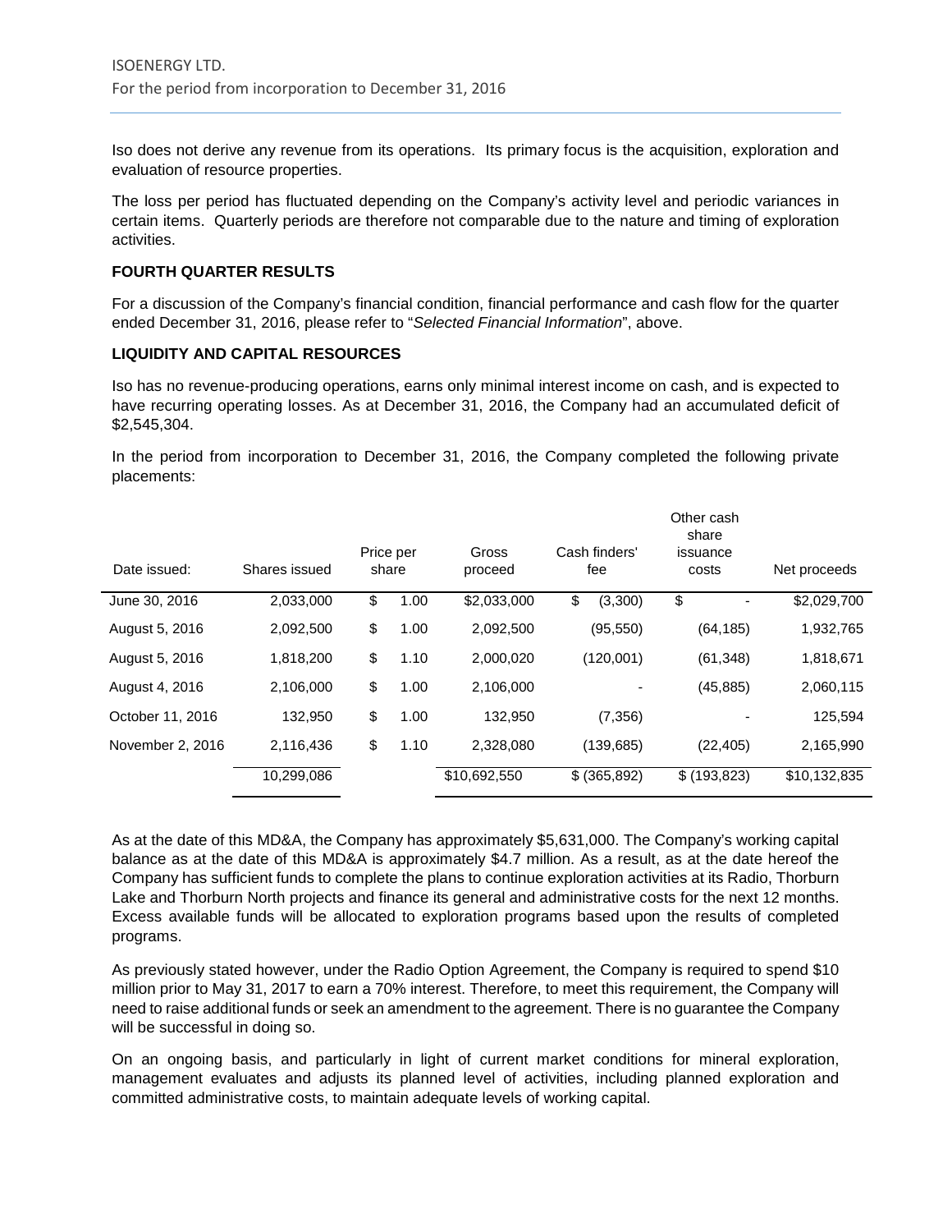Iso does not derive any revenue from its operations. Its primary focus is the acquisition, exploration and evaluation of resource properties.

The loss per period has fluctuated depending on the Company's activity level and periodic variances in certain items. Quarterly periods are therefore not comparable due to the nature and timing of exploration activities.

**FOURTH QUARTER RESULTS**

For a discussion of the Company's financial condition, financial performance and cash flow for the quarter ended December 31, 2016, please refer to "*Selected Financial Information*", above.

**LIQUIDITY AND CAPITAL RESOURCES**

Iso has no revenue-producing operations, earns only minimal interest income on cash, and is expected to have recurring operating losses. As at December 31, 2016, the Company had an accumulated deficit of $2,545,304.

In the period from incorporation to December 31, 2016, the Company completed the following private placements:

| Date issued: | Shares issued | Price per share | Gross proceed | Cash finders' fee | Other cash share issuance costs | Net proceeds |
|---|---|---|---|---|---|---|
| June 30, 2016 | 2,033,000 | $ 1.00 | $2,033,000 | $ (3,300) | $ - | $2,029,700 |
| August 5, 2016 | 2,092,500 | $ 1.00 | 2,092,500 | (95,550) | (64,185) | 1,932,765 |
| August 5, 2016 | 1,818,200 | $ 1.10 | 2,000,020 | (120,001) | (61,348) | 1,818,671 |
| August 4, 2016 | 2,106,000 | $ 1.00 | 2,106,000 | - | (45,885) | 2,060,115 |
| October 11, 2016 | 132,950 | $ 1.00 | 132,950 | (7,356) | - | 125,594 |
| November 2, 2016 | 2,116,436 | $ 1.10 | 2,328,080 | (139,685) | (22,405) | 2,165,990 |
| | 10,299,086 | | $10,692,550 | $ (365,892) | $ (193,823) | $10,132,835 |

As at the date of this MD&A, the Company has approximately $5,631,000. The Company's working capital balance as at the date of this MD&A is approximately $4.7 million. As a result, as at the date hereof the Company has sufficient funds to complete the plans to continue exploration activities at its Radio, Thorburn Lake and Thorburn North projects and finance its general and administrative costs for the next 12 months. Excess available funds will be allocated to exploration programs based upon the results of completed programs.

As previously stated however, under the Radio Option Agreement, the Company is required to spend $10 million prior to May 31, 2017 to earn a 70% interest. Therefore, to meet this requirement, the Company will need to raise additional funds or seek an amendment to the agreement. There is no guarantee the Company will be successful in doing so.

On an ongoing basis, and particularly in light of current market conditions for mineral exploration, management evaluates and adjusts its planned level of activities, including planned exploration and committed administrative costs, to maintain adequate levels of working capital.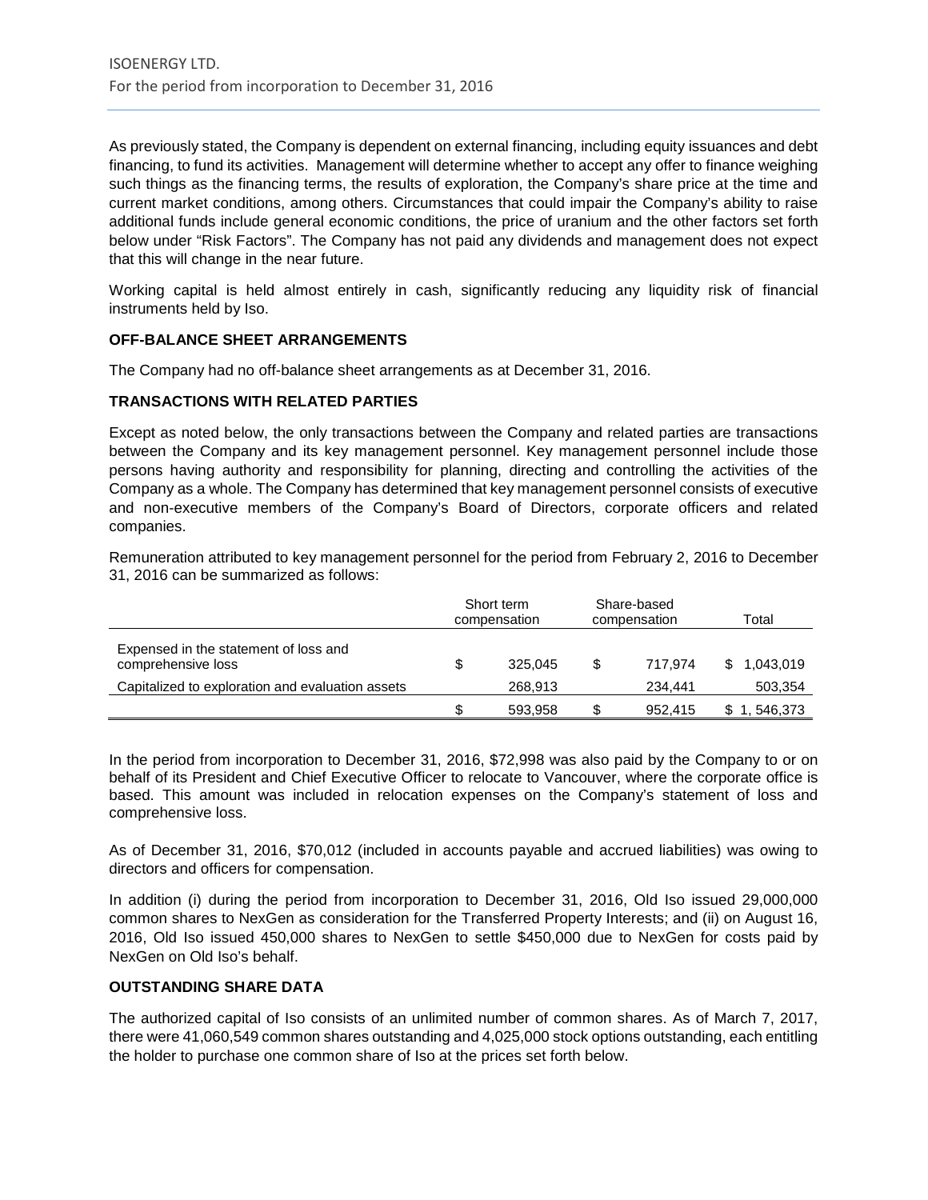As previously stated, the Company is dependent on external financing, including equity issuances and debt financing, to fund its activities. Management will determine whether to accept any offer to finance weighing such things as the financing terms, the results of exploration, the Company's share price at the time and current market conditions, among others. Circumstances that could impair the Company's ability to raise additional funds include general economic conditions, the price of uranium and the other factors set forth below under "Risk Factors". The Company has not paid any dividends and management does not expect that this will change in the near future.

Working capital is held almost entirely in cash, significantly reducing any liquidity risk of financial instruments held by Iso.

**OFF-BALANCE SHEET ARRANGEMENTS**

The Company had no off-balance sheet arrangements as at December 31, 2016.

**TRANSACTIONS WITH RELATED PARTIES**

Except as noted below, the only transactions between the Company and related parties are transactions between the Company and its key management personnel. Key management personnel include those persons having authority and responsibility for planning, directing and controlling the activities of the Company as a whole. The Company has determined that key management personnel consists of executive and non-executive members of the Company's Board of Directors, corporate officers and related companies.

Remuneration attributed to key management personnel for the period from February 2, 2016 to December 31, 2016 can be summarized as follows:

| | Short term compensation | Share-based compensation | Total |
|---|---|---|---|
| Expensed in the statement of loss and comprehensive loss | $ 325,045 | $ 717,974 | $ 1,043,019 |
| Capitalized to exploration and evaluation assets | 268,913 | 234,441 | 503,354 |
| | $ 593,958 | $ 952,415 | $ 1, 546,373 |

In the period from incorporation to December 31, 2016, $72,998 was also paid by the Company to or on behalf of its President and Chief Executive Officer to relocate to Vancouver, where the corporate office is based. This amount was included in relocation expenses on the Company's statement of loss and comprehensive loss.

As of December 31, 2016, $70,012 (included in accounts payable and accrued liabilities) was owing to directors and officers for compensation.

In addition (i) during the period from incorporation to December 31, 2016, Old Iso issued 29,000,000 common shares to NexGen as consideration for the Transferred Property Interests; and (ii) on August 16, 2016, Old Iso issued 450,000 shares to NexGen to settle $450,000 due to NexGen for costs paid by NexGen on Old Iso's behalf.

**OUTSTANDING SHARE DATA**

The authorized capital of Iso consists of an unlimited number of common shares. As of March 7, 2017, there were 41,060,549 common shares outstanding and 4,025,000 stock options outstanding, each entitling the holder to purchase one common share of Iso at the prices set forth below.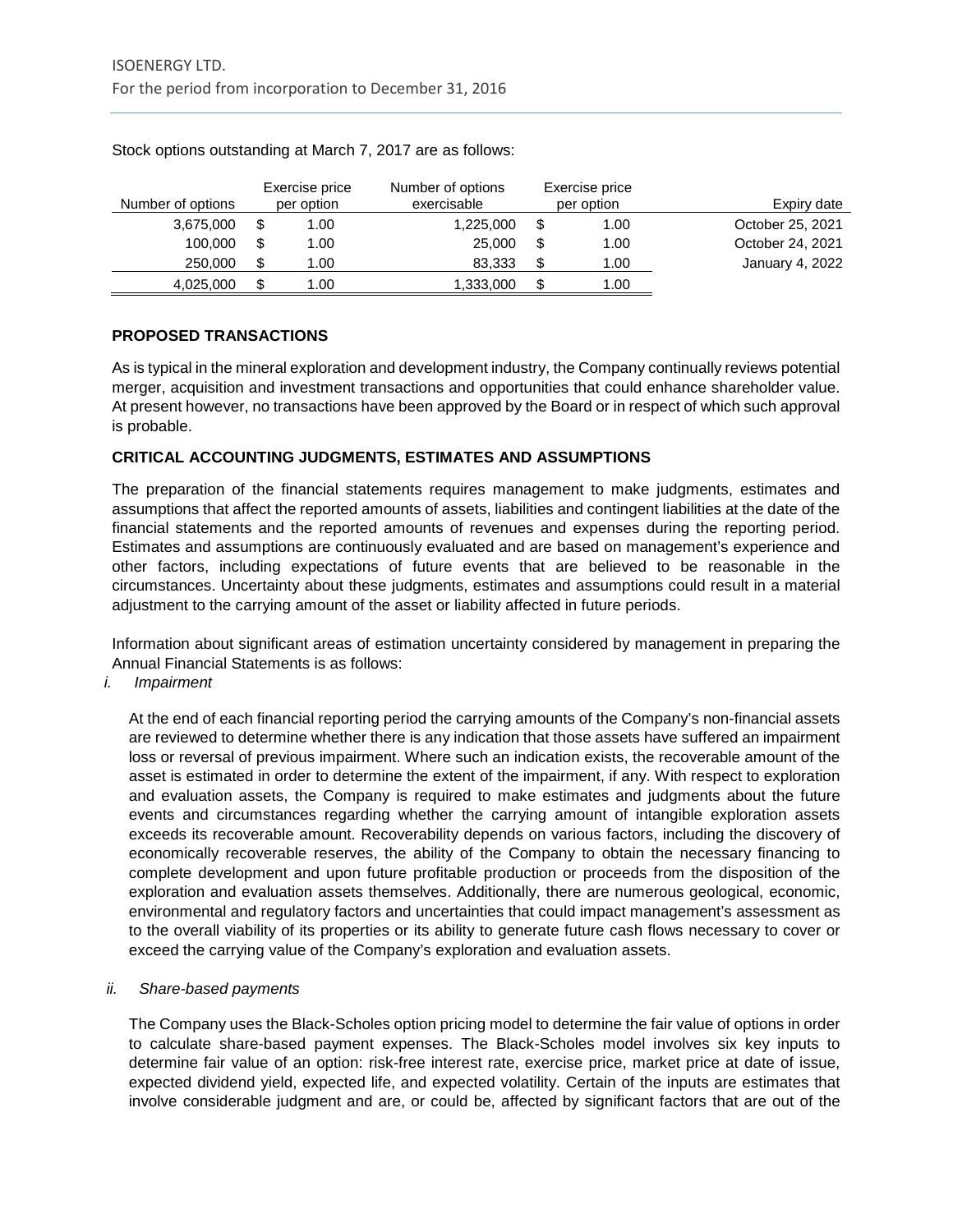Stock options outstanding at March 7, 2017 are as follows:

| Number of options | Exercise price per option | Number of options exercisable | Exercise price per option | Expiry date |
|---|---|---|---|---|
| 3,675,000 | $ 1.00 | 1,225,000 | $ 1.00 | October 25, 2021 |
| 100,000 | $ 1.00 | 25,000 | $ 1.00 | October 24, 2021 |
| 250,000 | $ 1.00 | 83,333 | $ 1.00 | January 4, 2022 |
| 4,025,000 | $ 1.00 | 1,333,000 | $ 1.00 | |

## PROPOSED TRANSACTIONS

As is typical in the mineral exploration and development industry, the Company continually reviews potential merger, acquisition and investment transactions and opportunities that could enhance shareholder value. At present however, no transactions have been approved by the Board or in respect of which such approval is probable.

## CRITICAL ACCOUNTING JUDGMENTS, ESTIMATES AND ASSUMPTIONS

The preparation of the financial statements requires management to make judgments, estimates and assumptions that affect the reported amounts of assets, liabilities and contingent liabilities at the date of the financial statements and the reported amounts of revenues and expenses during the reporting period. Estimates and assumptions are continuously evaluated and are based on management's experience and other factors, including expectations of future events that are believed to be reasonable in the circumstances. Uncertainty about these judgments, estimates and assumptions could result in a material adjustment to the carrying amount of the asset or liability affected in future periods.

Information about significant areas of estimation uncertainty considered by management in preparing the Annual Financial Statements is as follows:

*i. Impairment*

At the end of each financial reporting period the carrying amounts of the Company's non-financial assets are reviewed to determine whether there is any indication that those assets have suffered an impairment loss or reversal of previous impairment. Where such an indication exists, the recoverable amount of the asset is estimated in order to determine the extent of the impairment, if any. With respect to exploration and evaluation assets, the Company is required to make estimates and judgments about the future events and circumstances regarding whether the carrying amount of intangible exploration assets exceeds its recoverable amount. Recoverability depends on various factors, including the discovery of economically recoverable reserves, the ability of the Company to obtain the necessary financing to complete development and upon future profitable production or proceeds from the disposition of the exploration and evaluation assets themselves. Additionally, there are numerous geological, economic, environmental and regulatory factors and uncertainties that could impact management's assessment as to the overall viability of its properties or its ability to generate future cash flows necessary to cover or exceed the carrying value of the Company's exploration and evaluation assets.

*ii. Share-based payments*

The Company uses the Black-Scholes option pricing model to determine the fair value of options in order to calculate share-based payment expenses. The Black-Scholes model involves six key inputs to determine fair value of an option: risk-free interest rate, exercise price, market price at date of issue, expected dividend yield, expected life, and expected volatility. Certain of the inputs are estimates that involve considerable judgment and are, or could be, affected by significant factors that are out of the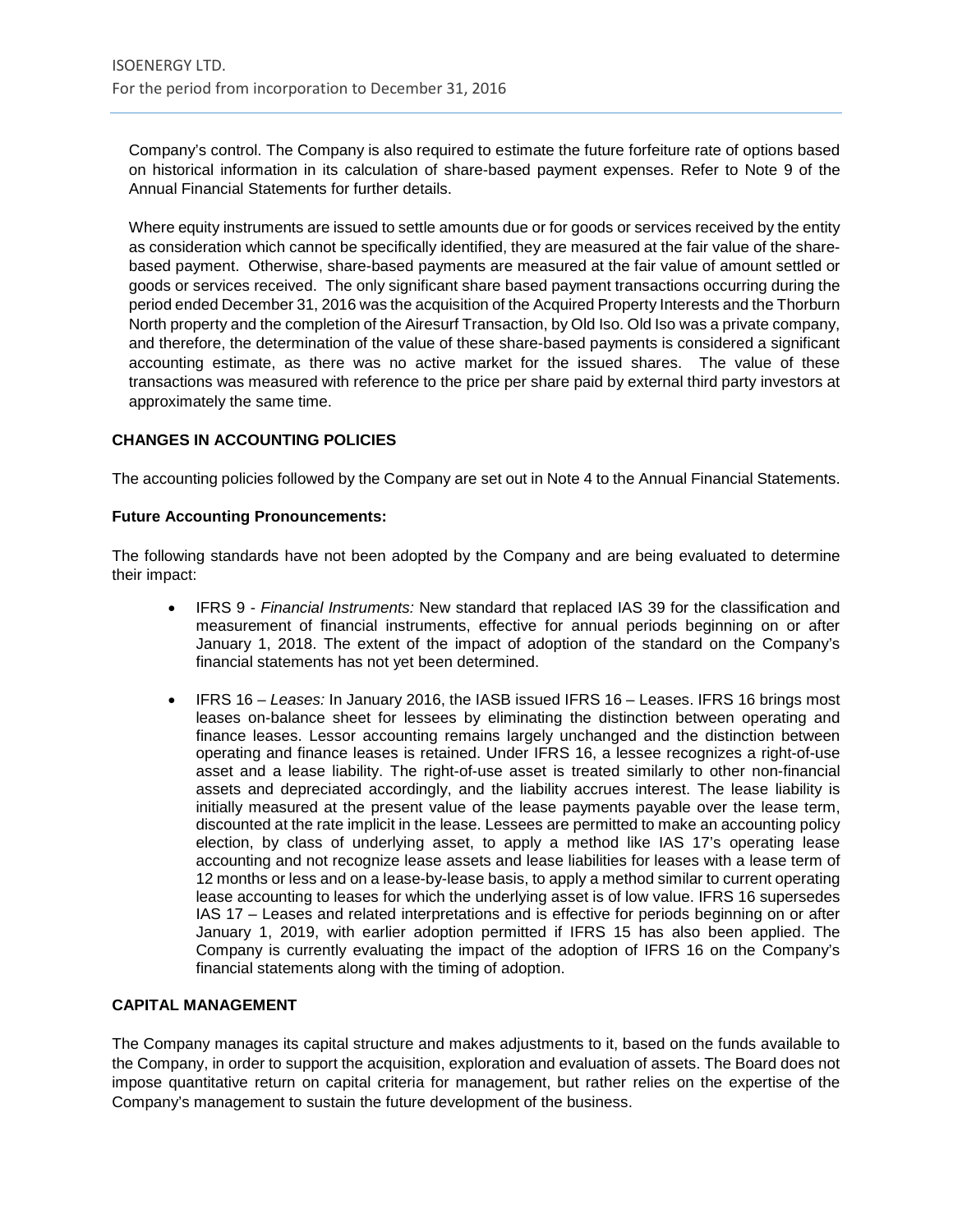Company's control. The Company is also required to estimate the future forfeiture rate of options based on historical information in its calculation of share-based payment expenses. Refer to Note 9 of the Annual Financial Statements for further details.

Where equity instruments are issued to settle amounts due or for goods or services received by the entity as consideration which cannot be specifically identified, they are measured at the fair value of the share-based payment. Otherwise, share-based payments are measured at the fair value of amount settled or goods or services received. The only significant share based payment transactions occurring during the period ended December 31, 2016 was the acquisition of the Acquired Property Interests and the Thorburn North property and the completion of the Airesurf Transaction, by Old Iso. Old Iso was a private company, and therefore, the determination of the value of these share-based payments is considered a significant accounting estimate, as there was no active market for the issued shares. The value of these transactions was measured with reference to the price per share paid by external third party investors at approximately the same time.

## CHANGES IN ACCOUNTING POLICIES

The accounting policies followed by the Company are set out in Note 4 to the Annual Financial Statements.

### Future Accounting Pronouncements:

The following standards have not been adopted by the Company and are being evaluated to determine their impact:

- IFRS 9 - *Financial Instruments:* New standard that replaced IAS 39 for the classification and measurement of financial instruments, effective for annual periods beginning on or after January 1, 2018. The extent of the impact of adoption of the standard on the Company's financial statements has not yet been determined.

- IFRS 16 – *Leases:* In January 2016, the IASB issued IFRS 16 – Leases. IFRS 16 brings most leases on-balance sheet for lessees by eliminating the distinction between operating and finance leases. Lessor accounting remains largely unchanged and the distinction between operating and finance leases is retained. Under IFRS 16, a lessee recognizes a right-of-use asset and a lease liability. The right-of-use asset is treated similarly to other non-financial assets and depreciated accordingly, and the liability accrues interest. The lease liability is initially measured at the present value of the lease payments payable over the lease term, discounted at the rate implicit in the lease. Lessees are permitted to make an accounting policy election, by class of underlying asset, to apply a method like IAS 17's operating lease accounting and not recognize lease assets and lease liabilities for leases with a lease term of 12 months or less and on a lease-by-lease basis, to apply a method similar to current operating lease accounting to leases for which the underlying asset is of low value. IFRS 16 supersedes IAS 17 – Leases and related interpretations and is effective for periods beginning on or after January 1, 2019, with earlier adoption permitted if IFRS 15 has also been applied. The Company is currently evaluating the impact of the adoption of IFRS 16 on the Company's financial statements along with the timing of adoption.

## CAPITAL MANAGEMENT

The Company manages its capital structure and makes adjustments to it, based on the funds available to the Company, in order to support the acquisition, exploration and evaluation of assets. The Board does not impose quantitative return on capital criteria for management, but rather relies on the expertise of the Company's management to sustain the future development of the business.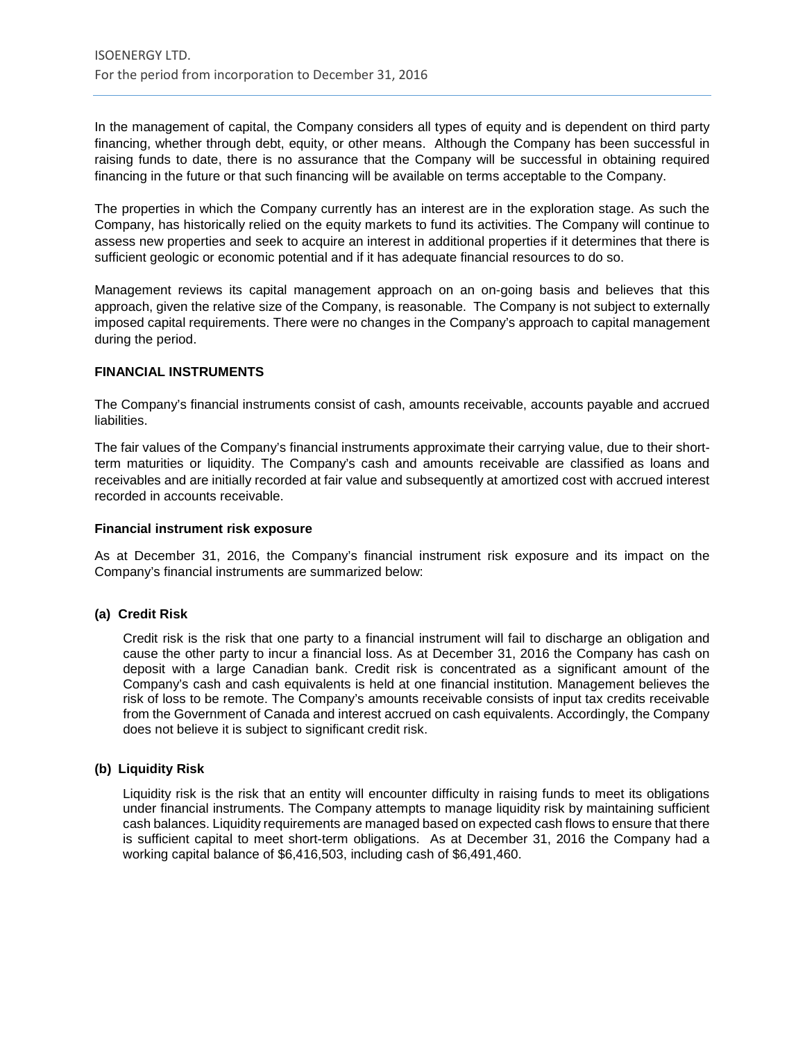In the management of capital, the Company considers all types of equity and is dependent on third party financing, whether through debt, equity, or other means. Although the Company has been successful in raising funds to date, there is no assurance that the Company will be successful in obtaining required financing in the future or that such financing will be available on terms acceptable to the Company.

The properties in which the Company currently has an interest are in the exploration stage. As such the Company, has historically relied on the equity markets to fund its activities. The Company will continue to assess new properties and seek to acquire an interest in additional properties if it determines that there is sufficient geologic or economic potential and if it has adequate financial resources to do so.

Management reviews its capital management approach on an on-going basis and believes that this approach, given the relative size of the Company, is reasonable. The Company is not subject to externally imposed capital requirements. There were no changes in the Company's approach to capital management during the period.

## FINANCIAL INSTRUMENTS

The Company's financial instruments consist of cash, amounts receivable, accounts payable and accrued liabilities.

The fair values of the Company's financial instruments approximate their carrying value, due to their short-term maturities or liquidity. The Company's cash and amounts receivable are classified as loans and receivables and are initially recorded at fair value and subsequently at amortized cost with accrued interest recorded in accounts receivable.

### Financial instrument risk exposure

As at December 31, 2016, the Company's financial instrument risk exposure and its impact on the Company's financial instruments are summarized below:

#### (a) Credit Risk

Credit risk is the risk that one party to a financial instrument will fail to discharge an obligation and cause the other party to incur a financial loss. As at December 31, 2016 the Company has cash on deposit with a large Canadian bank. Credit risk is concentrated as a significant amount of the Company's cash and cash equivalents is held at one financial institution. Management believes the risk of loss to be remote. The Company's amounts receivable consists of input tax credits receivable from the Government of Canada and interest accrued on cash equivalents. Accordingly, the Company does not believe it is subject to significant credit risk.

#### (b) Liquidity Risk

Liquidity risk is the risk that an entity will encounter difficulty in raising funds to meet its obligations under financial instruments. The Company attempts to manage liquidity risk by maintaining sufficient cash balances. Liquidity requirements are managed based on expected cash flows to ensure that there is sufficient capital to meet short-term obligations. As at December 31, 2016 the Company had a working capital balance of $6,416,503, including cash of $6,491,460.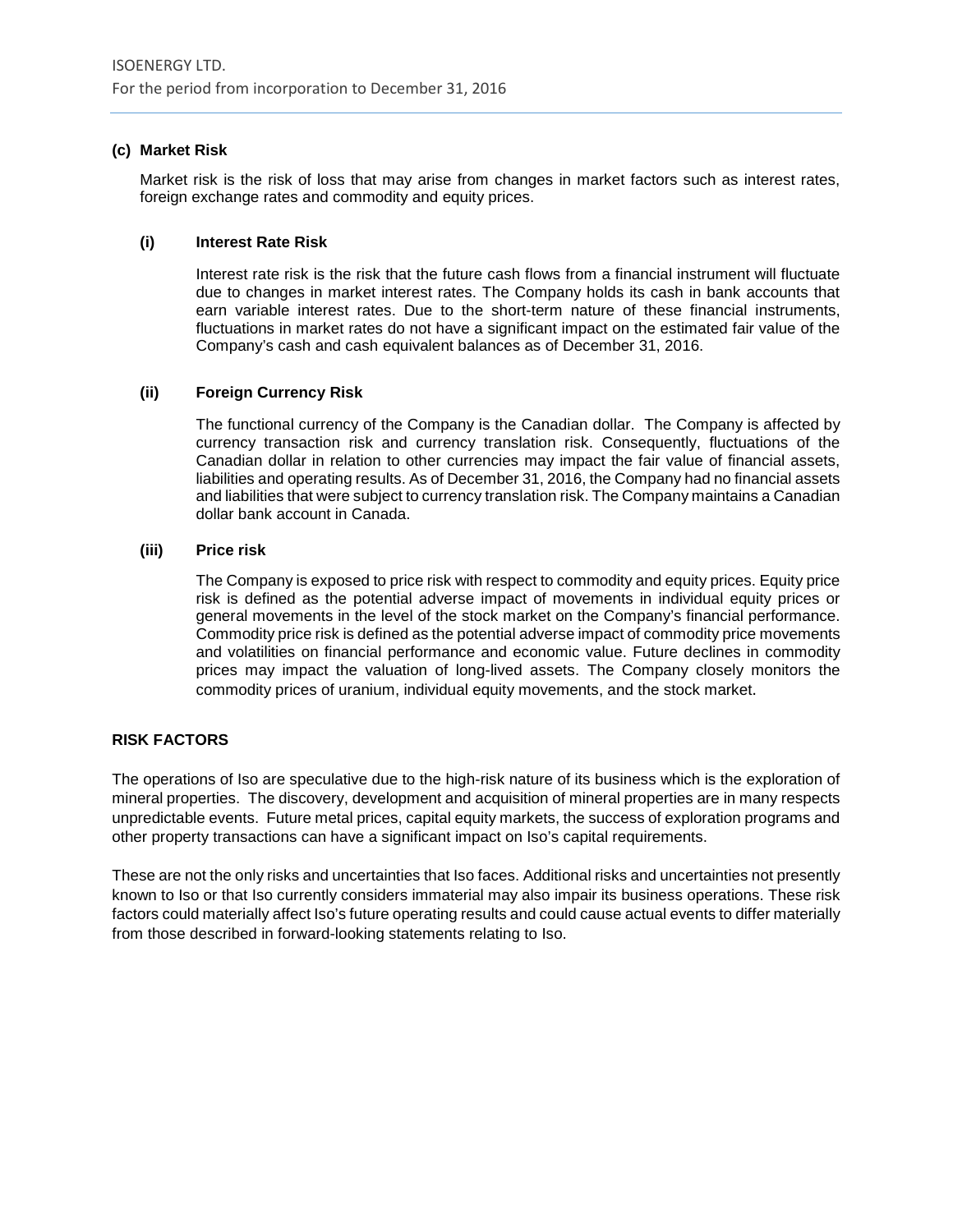### (c) Market Risk

Market risk is the risk of loss that may arise from changes in market factors such as interest rates, foreign exchange rates and commodity and equity prices.

#### (i) Interest Rate Risk

Interest rate risk is the risk that the future cash flows from a financial instrument will fluctuate due to changes in market interest rates. The Company holds its cash in bank accounts that earn variable interest rates. Due to the short-term nature of these financial instruments, fluctuations in market rates do not have a significant impact on the estimated fair value of the Company's cash and cash equivalent balances as of December 31, 2016.

#### (ii) Foreign Currency Risk

The functional currency of the Company is the Canadian dollar. The Company is affected by currency transaction risk and currency translation risk. Consequently, fluctuations of the Canadian dollar in relation to other currencies may impact the fair value of financial assets, liabilities and operating results. As of December 31, 2016, the Company had no financial assets and liabilities that were subject to currency translation risk. The Company maintains a Canadian dollar bank account in Canada.

#### (iii) Price risk

The Company is exposed to price risk with respect to commodity and equity prices. Equity price risk is defined as the potential adverse impact of movements in individual equity prices or general movements in the level of the stock market on the Company's financial performance. Commodity price risk is defined as the potential adverse impact of commodity price movements and volatilities on financial performance and economic value. Future declines in commodity prices may impact the valuation of long-lived assets. The Company closely monitors the commodity prices of uranium, individual equity movements, and the stock market.

## RISK FACTORS

The operations of Iso are speculative due to the high-risk nature of its business which is the exploration of mineral properties. The discovery, development and acquisition of mineral properties are in many respects unpredictable events. Future metal prices, capital equity markets, the success of exploration programs and other property transactions can have a significant impact on Iso's capital requirements.

These are not the only risks and uncertainties that Iso faces. Additional risks and uncertainties not presently known to Iso or that Iso currently considers immaterial may also impair its business operations. These risk factors could materially affect Iso's future operating results and could cause actual events to differ materially from those described in forward-looking statements relating to Iso.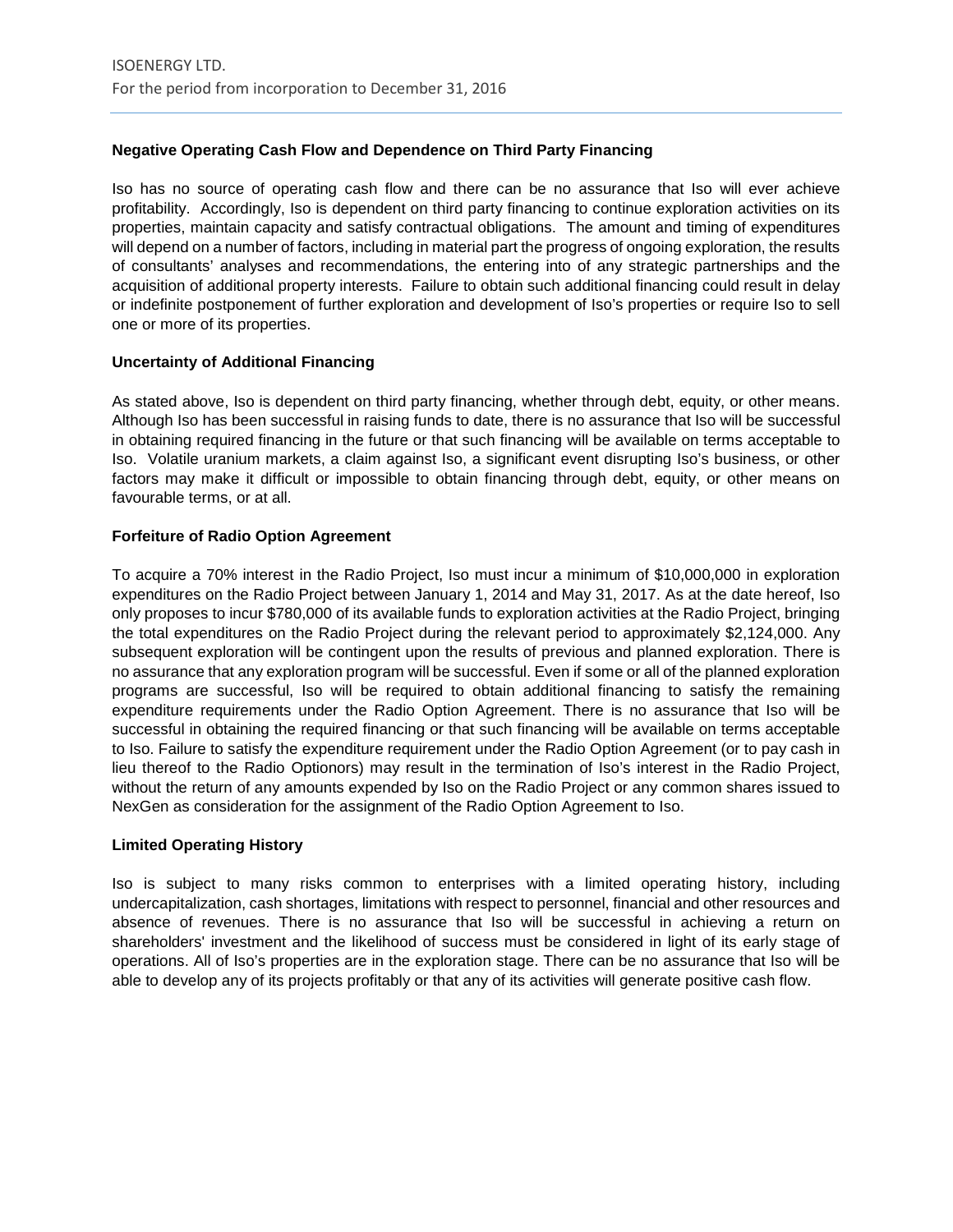**Negative Operating Cash Flow and Dependence on Third Party Financing**

Iso has no source of operating cash flow and there can be no assurance that Iso will ever achieve profitability. Accordingly, Iso is dependent on third party financing to continue exploration activities on its properties, maintain capacity and satisfy contractual obligations. The amount and timing of expenditures will depend on a number of factors, including in material part the progress of ongoing exploration, the results of consultants' analyses and recommendations, the entering into of any strategic partnerships and the acquisition of additional property interests. Failure to obtain such additional financing could result in delay or indefinite postponement of further exploration and development of Iso's properties or require Iso to sell one or more of its properties.

**Uncertainty of Additional Financing**

As stated above, Iso is dependent on third party financing, whether through debt, equity, or other means. Although Iso has been successful in raising funds to date, there is no assurance that Iso will be successful in obtaining required financing in the future or that such financing will be available on terms acceptable to Iso. Volatile uranium markets, a claim against Iso, a significant event disrupting Iso's business, or other factors may make it difficult or impossible to obtain financing through debt, equity, or other means on favourable terms, or at all.

**Forfeiture of Radio Option Agreement**

To acquire a 70% interest in the Radio Project, Iso must incur a minimum of $10,000,000 in exploration expenditures on the Radio Project between January 1, 2014 and May 31, 2017. As at the date hereof, Iso only proposes to incur $780,000 of its available funds to exploration activities at the Radio Project, bringing the total expenditures on the Radio Project during the relevant period to approximately $2,124,000. Any subsequent exploration will be contingent upon the results of previous and planned exploration. There is no assurance that any exploration program will be successful. Even if some or all of the planned exploration programs are successful, Iso will be required to obtain additional financing to satisfy the remaining expenditure requirements under the Radio Option Agreement. There is no assurance that Iso will be successful in obtaining the required financing or that such financing will be available on terms acceptable to Iso. Failure to satisfy the expenditure requirement under the Radio Option Agreement (or to pay cash in lieu thereof to the Radio Optionors) may result in the termination of Iso's interest in the Radio Project, without the return of any amounts expended by Iso on the Radio Project or any common shares issued to NexGen as consideration for the assignment of the Radio Option Agreement to Iso.

**Limited Operating History**

Iso is subject to many risks common to enterprises with a limited operating history, including undercapitalization, cash shortages, limitations with respect to personnel, financial and other resources and absence of revenues. There is no assurance that Iso will be successful in achieving a return on shareholders' investment and the likelihood of success must be considered in light of its early stage of operations. All of Iso's properties are in the exploration stage. There can be no assurance that Iso will be able to develop any of its projects profitably or that any of its activities will generate positive cash flow.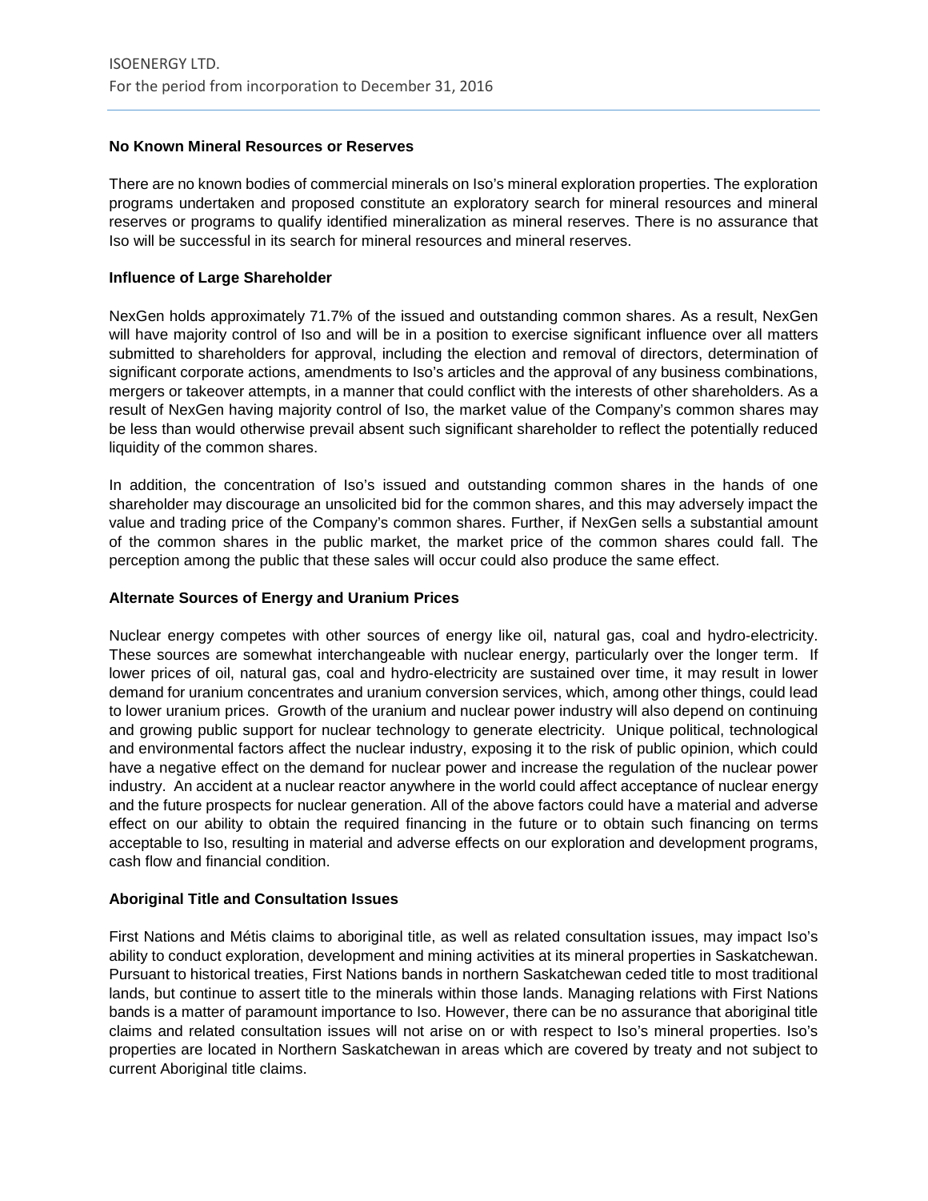### No Known Mineral Resources or Reserves

There are no known bodies of commercial minerals on Iso's mineral exploration properties. The exploration programs undertaken and proposed constitute an exploratory search for mineral resources and mineral reserves or programs to qualify identified mineralization as mineral reserves. There is no assurance that Iso will be successful in its search for mineral resources and mineral reserves.

### Influence of Large Shareholder

NexGen holds approximately 71.7% of the issued and outstanding common shares. As a result, NexGen will have majority control of Iso and will be in a position to exercise significant influence over all matters submitted to shareholders for approval, including the election and removal of directors, determination of significant corporate actions, amendments to Iso's articles and the approval of any business combinations, mergers or takeover attempts, in a manner that could conflict with the interests of other shareholders. As a result of NexGen having majority control of Iso, the market value of the Company's common shares may be less than would otherwise prevail absent such significant shareholder to reflect the potentially reduced liquidity of the common shares.

In addition, the concentration of Iso's issued and outstanding common shares in the hands of one shareholder may discourage an unsolicited bid for the common shares, and this may adversely impact the value and trading price of the Company's common shares. Further, if NexGen sells a substantial amount of the common shares in the public market, the market price of the common shares could fall. The perception among the public that these sales will occur could also produce the same effect.

### Alternate Sources of Energy and Uranium Prices

Nuclear energy competes with other sources of energy like oil, natural gas, coal and hydro-electricity. These sources are somewhat interchangeable with nuclear energy, particularly over the longer term. If lower prices of oil, natural gas, coal and hydro-electricity are sustained over time, it may result in lower demand for uranium concentrates and uranium conversion services, which, among other things, could lead to lower uranium prices. Growth of the uranium and nuclear power industry will also depend on continuing and growing public support for nuclear technology to generate electricity. Unique political, technological and environmental factors affect the nuclear industry, exposing it to the risk of public opinion, which could have a negative effect on the demand for nuclear power and increase the regulation of the nuclear power industry. An accident at a nuclear reactor anywhere in the world could affect acceptance of nuclear energy and the future prospects for nuclear generation. All of the above factors could have a material and adverse effect on our ability to obtain the required financing in the future or to obtain such financing on terms acceptable to Iso, resulting in material and adverse effects on our exploration and development programs, cash flow and financial condition.

### Aboriginal Title and Consultation Issues

First Nations and Métis claims to aboriginal title, as well as related consultation issues, may impact Iso's ability to conduct exploration, development and mining activities at its mineral properties in Saskatchewan. Pursuant to historical treaties, First Nations bands in northern Saskatchewan ceded title to most traditional lands, but continue to assert title to the minerals within those lands. Managing relations with First Nations bands is a matter of paramount importance to Iso. However, there can be no assurance that aboriginal title claims and related consultation issues will not arise on or with respect to Iso's mineral properties. Iso's properties are located in Northern Saskatchewan in areas which are covered by treaty and not subject to current Aboriginal title claims.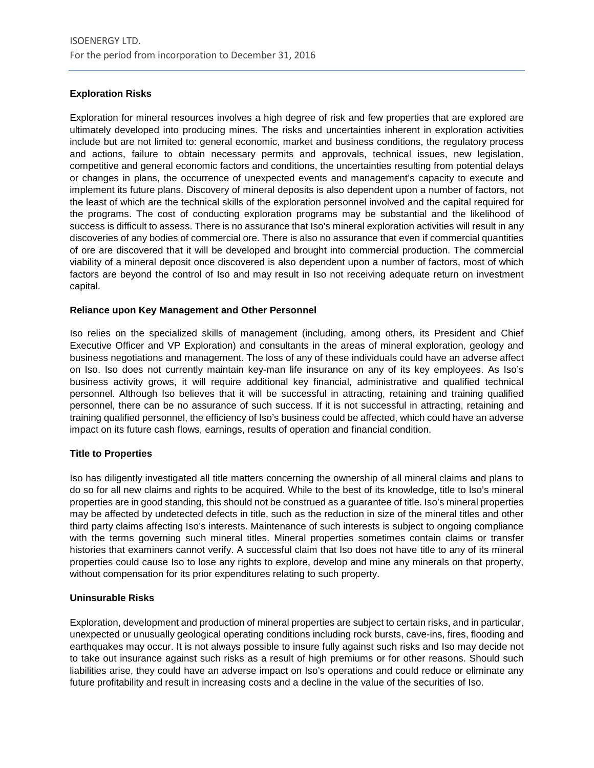**Exploration Risks**

Exploration for mineral resources involves a high degree of risk and few properties that are explored are ultimately developed into producing mines. The risks and uncertainties inherent in exploration activities include but are not limited to: general economic, market and business conditions, the regulatory process and actions, failure to obtain necessary permits and approvals, technical issues, new legislation, competitive and general economic factors and conditions, the uncertainties resulting from potential delays or changes in plans, the occurrence of unexpected events and management's capacity to execute and implement its future plans. Discovery of mineral deposits is also dependent upon a number of factors, not the least of which are the technical skills of the exploration personnel involved and the capital required for the programs. The cost of conducting exploration programs may be substantial and the likelihood of success is difficult to assess. There is no assurance that Iso's mineral exploration activities will result in any discoveries of any bodies of commercial ore. There is also no assurance that even if commercial quantities of ore are discovered that it will be developed and brought into commercial production. The commercial viability of a mineral deposit once discovered is also dependent upon a number of factors, most of which factors are beyond the control of Iso and may result in Iso not receiving adequate return on investment capital.

**Reliance upon Key Management and Other Personnel**

Iso relies on the specialized skills of management (including, among others, its President and Chief Executive Officer and VP Exploration) and consultants in the areas of mineral exploration, geology and business negotiations and management. The loss of any of these individuals could have an adverse affect on Iso. Iso does not currently maintain key-man life insurance on any of its key employees. As Iso's business activity grows, it will require additional key financial, administrative and qualified technical personnel. Although Iso believes that it will be successful in attracting, retaining and training qualified personnel, there can be no assurance of such success. If it is not successful in attracting, retaining and training qualified personnel, the efficiency of Iso's business could be affected, which could have an adverse impact on its future cash flows, earnings, results of operation and financial condition.

**Title to Properties**

Iso has diligently investigated all title matters concerning the ownership of all mineral claims and plans to do so for all new claims and rights to be acquired. While to the best of its knowledge, title to Iso's mineral properties are in good standing, this should not be construed as a guarantee of title. Iso's mineral properties may be affected by undetected defects in title, such as the reduction in size of the mineral titles and other third party claims affecting Iso's interests. Maintenance of such interests is subject to ongoing compliance with the terms governing such mineral titles. Mineral properties sometimes contain claims or transfer histories that examiners cannot verify. A successful claim that Iso does not have title to any of its mineral properties could cause Iso to lose any rights to explore, develop and mine any minerals on that property, without compensation for its prior expenditures relating to such property.

**Uninsurable Risks**

Exploration, development and production of mineral properties are subject to certain risks, and in particular, unexpected or unusually geological operating conditions including rock bursts, cave-ins, fires, flooding and earthquakes may occur. It is not always possible to insure fully against such risks and Iso may decide not to take out insurance against such risks as a result of high premiums or for other reasons. Should such liabilities arise, they could have an adverse impact on Iso's operations and could reduce or eliminate any future profitability and result in increasing costs and a decline in the value of the securities of Iso.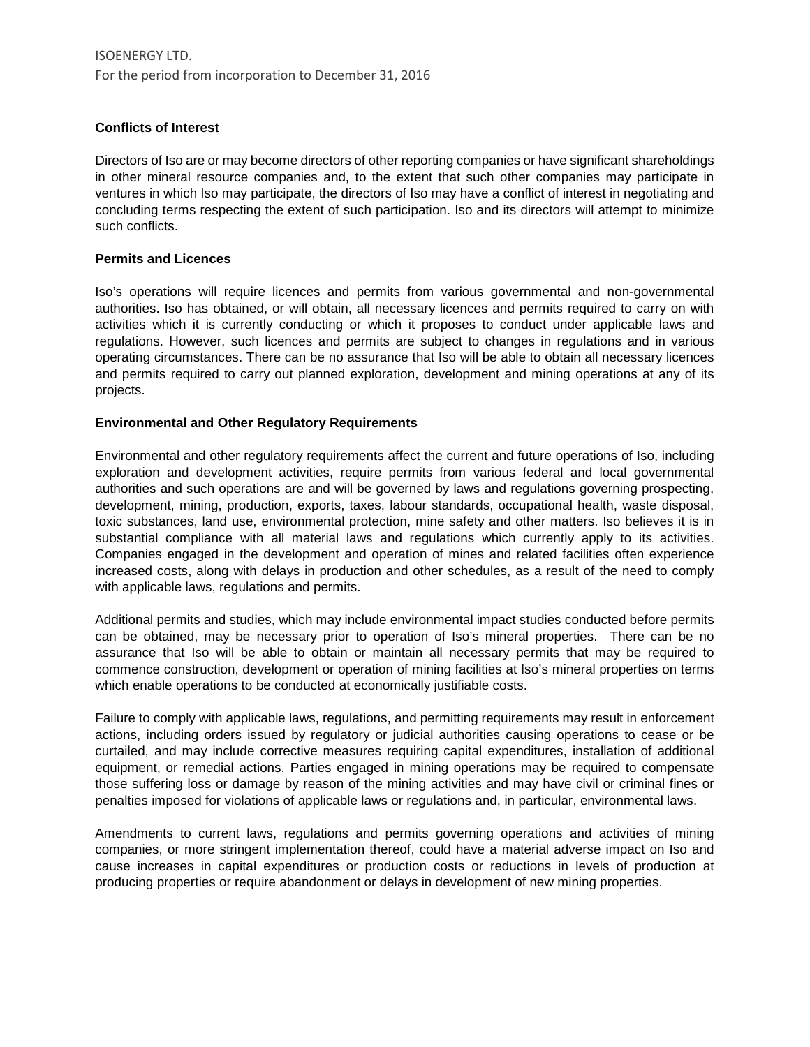**Conflicts of Interest**

Directors of Iso are or may become directors of other reporting companies or have significant shareholdings in other mineral resource companies and, to the extent that such other companies may participate in ventures in which Iso may participate, the directors of Iso may have a conflict of interest in negotiating and concluding terms respecting the extent of such participation. Iso and its directors will attempt to minimize such conflicts.

**Permits and Licences**

Iso's operations will require licences and permits from various governmental and non-governmental authorities. Iso has obtained, or will obtain, all necessary licences and permits required to carry on with activities which it is currently conducting or which it proposes to conduct under applicable laws and regulations. However, such licences and permits are subject to changes in regulations and in various operating circumstances. There can be no assurance that Iso will be able to obtain all necessary licences and permits required to carry out planned exploration, development and mining operations at any of its projects.

**Environmental and Other Regulatory Requirements**

Environmental and other regulatory requirements affect the current and future operations of Iso, including exploration and development activities, require permits from various federal and local governmental authorities and such operations are and will be governed by laws and regulations governing prospecting, development, mining, production, exports, taxes, labour standards, occupational health, waste disposal, toxic substances, land use, environmental protection, mine safety and other matters. Iso believes it is in substantial compliance with all material laws and regulations which currently apply to its activities. Companies engaged in the development and operation of mines and related facilities often experience increased costs, along with delays in production and other schedules, as a result of the need to comply with applicable laws, regulations and permits.

Additional permits and studies, which may include environmental impact studies conducted before permits can be obtained, may be necessary prior to operation of Iso's mineral properties. There can be no assurance that Iso will be able to obtain or maintain all necessary permits that may be required to commence construction, development or operation of mining facilities at Iso's mineral properties on terms which enable operations to be conducted at economically justifiable costs.

Failure to comply with applicable laws, regulations, and permitting requirements may result in enforcement actions, including orders issued by regulatory or judicial authorities causing operations to cease or be curtailed, and may include corrective measures requiring capital expenditures, installation of additional equipment, or remedial actions. Parties engaged in mining operations may be required to compensate those suffering loss or damage by reason of the mining activities and may have civil or criminal fines or penalties imposed for violations of applicable laws or regulations and, in particular, environmental laws.

Amendments to current laws, regulations and permits governing operations and activities of mining companies, or more stringent implementation thereof, could have a material adverse impact on Iso and cause increases in capital expenditures or production costs or reductions in levels of production at producing properties or require abandonment or delays in development of new mining properties.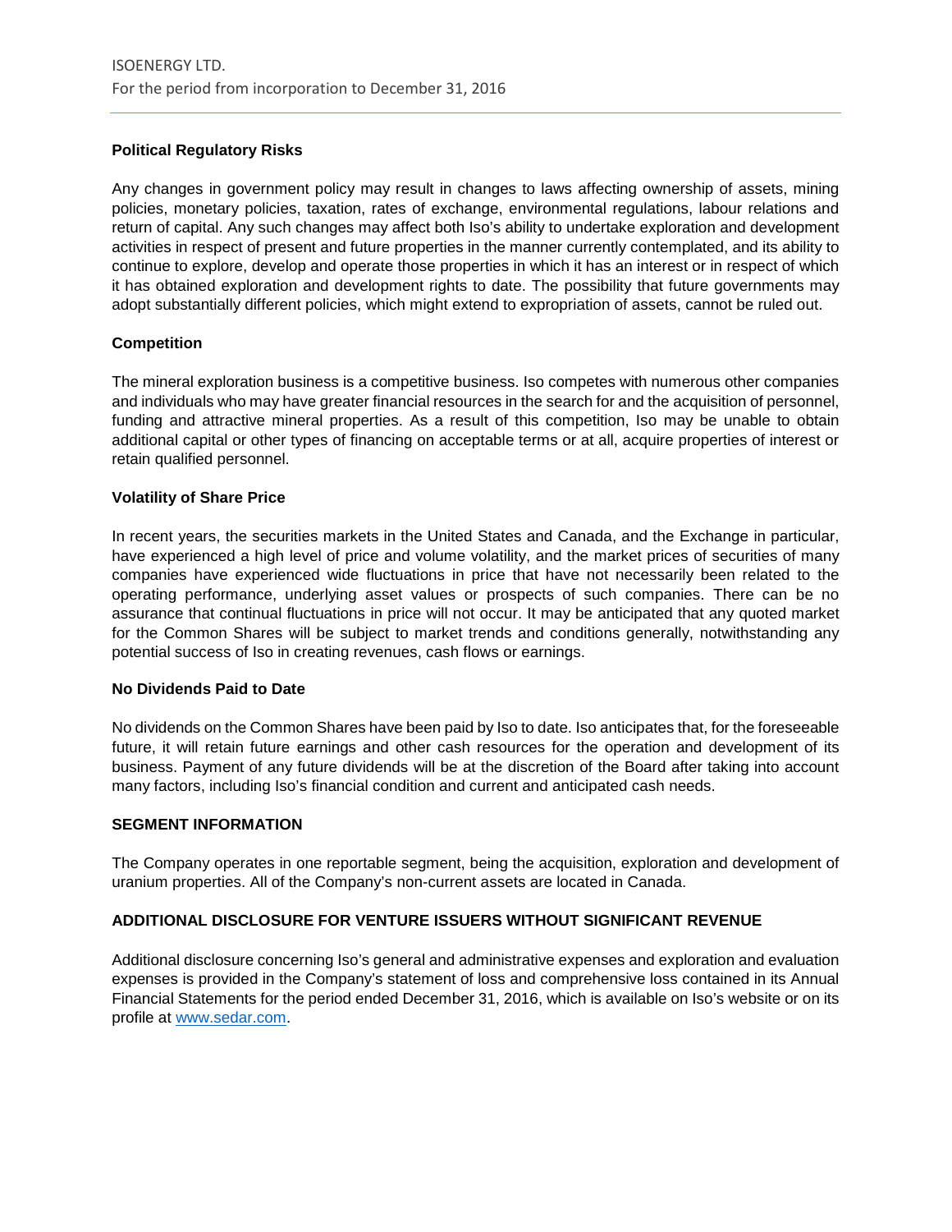### Political Regulatory Risks

Any changes in government policy may result in changes to laws affecting ownership of assets, mining policies, monetary policies, taxation, rates of exchange, environmental regulations, labour relations and return of capital. Any such changes may affect both Iso's ability to undertake exploration and development activities in respect of present and future properties in the manner currently contemplated, and its ability to continue to explore, develop and operate those properties in which it has an interest or in respect of which it has obtained exploration and development rights to date. The possibility that future governments may adopt substantially different policies, which might extend to expropriation of assets, cannot be ruled out.

### Competition

The mineral exploration business is a competitive business. Iso competes with numerous other companies and individuals who may have greater financial resources in the search for and the acquisition of personnel, funding and attractive mineral properties. As a result of this competition, Iso may be unable to obtain additional capital or other types of financing on acceptable terms or at all, acquire properties of interest or retain qualified personnel.

### Volatility of Share Price

In recent years, the securities markets in the United States and Canada, and the Exchange in particular, have experienced a high level of price and volume volatility, and the market prices of securities of many companies have experienced wide fluctuations in price that have not necessarily been related to the operating performance, underlying asset values or prospects of such companies. There can be no assurance that continual fluctuations in price will not occur. It may be anticipated that any quoted market for the Common Shares will be subject to market trends and conditions generally, notwithstanding any potential success of Iso in creating revenues, cash flows or earnings.

### No Dividends Paid to Date

No dividends on the Common Shares have been paid by Iso to date. Iso anticipates that, for the foreseeable future, it will retain future earnings and other cash resources for the operation and development of its business. Payment of any future dividends will be at the discretion of the Board after taking into account many factors, including Iso's financial condition and current and anticipated cash needs.

## SEGMENT INFORMATION

The Company operates in one reportable segment, being the acquisition, exploration and development of uranium properties. All of the Company's non-current assets are located in Canada.

## ADDITIONAL DISCLOSURE FOR VENTURE ISSUERS WITHOUT SIGNIFICANT REVENUE

Additional disclosure concerning Iso's general and administrative expenses and exploration and evaluation expenses is provided in the Company's statement of loss and comprehensive loss contained in its Annual Financial Statements for the period ended December 31, 2016, which is available on Iso's website or on its profile at [www.sedar.com](http://www.sedar.com).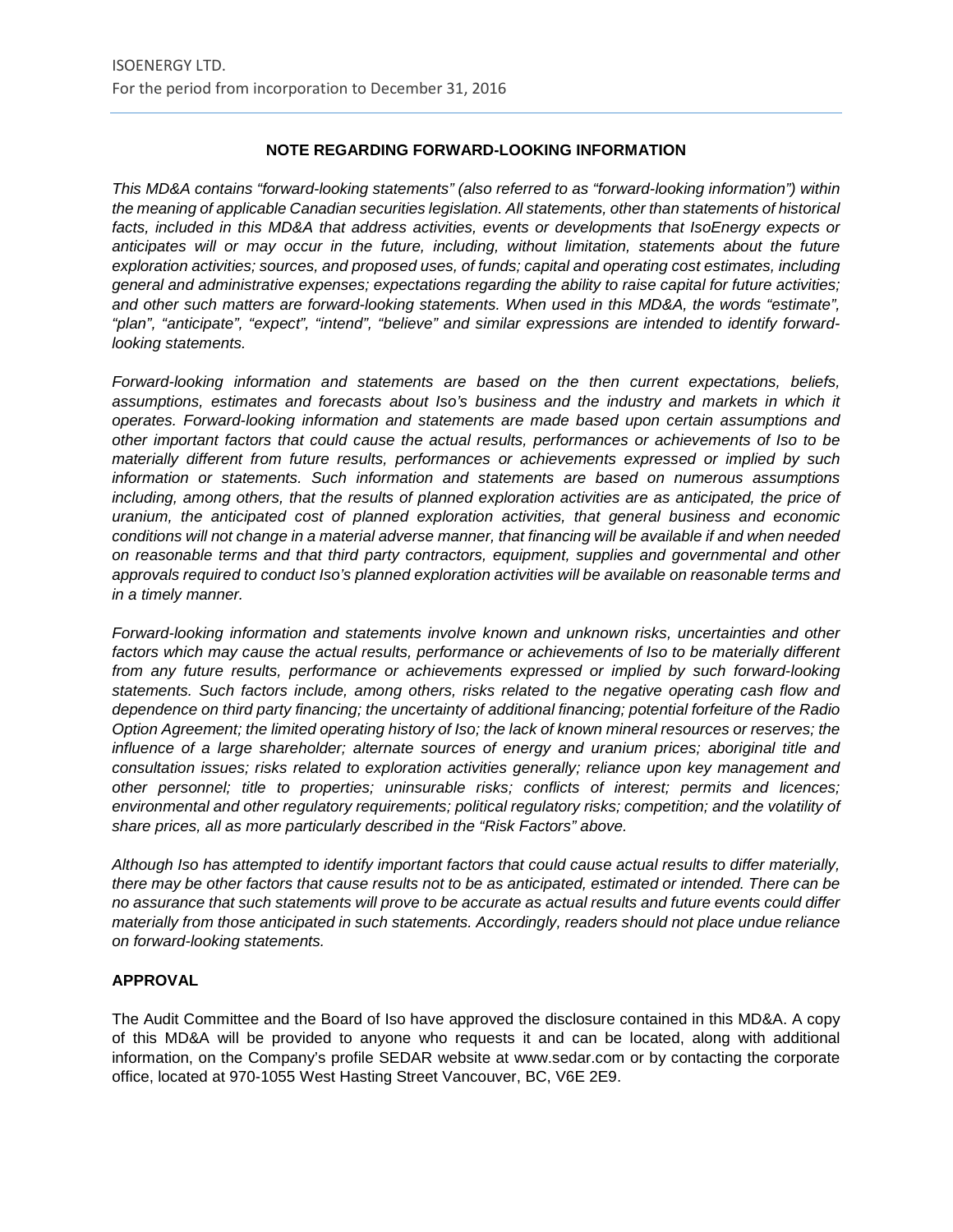## NOTE REGARDING FORWARD-LOOKING INFORMATION

*This MD&A contains "forward-looking statements" (also referred to as "forward-looking information") within the meaning of applicable Canadian securities legislation. All statements, other than statements of historical facts, included in this MD&A that address activities, events or developments that IsoEnergy expects or anticipates will or may occur in the future, including, without limitation, statements about the future exploration activities; sources, and proposed uses, of funds; capital and operating cost estimates, including general and administrative expenses; expectations regarding the ability to raise capital for future activities; and other such matters are forward-looking statements. When used in this MD&A, the words "estimate", "plan", "anticipate", "expect", "intend", "believe" and similar expressions are intended to identify forward-looking statements.*

*Forward-looking information and statements are based on the then current expectations, beliefs, assumptions, estimates and forecasts about Iso's business and the industry and markets in which it operates. Forward-looking information and statements are made based upon certain assumptions and other important factors that could cause the actual results, performances or achievements of Iso to be materially different from future results, performances or achievements expressed or implied by such information or statements. Such information and statements are based on numerous assumptions including, among others, that the results of planned exploration activities are as anticipated, the price of uranium, the anticipated cost of planned exploration activities, that general business and economic conditions will not change in a material adverse manner, that financing will be available if and when needed on reasonable terms and that third party contractors, equipment, supplies and governmental and other approvals required to conduct Iso's planned exploration activities will be available on reasonable terms and in a timely manner.*

*Forward-looking information and statements involve known and unknown risks, uncertainties and other factors which may cause the actual results, performance or achievements of Iso to be materially different from any future results, performance or achievements expressed or implied by such forward-looking statements. Such factors include, among others, risks related to the negative operating cash flow and dependence on third party financing; the uncertainty of additional financing; potential forfeiture of the Radio Option Agreement; the limited operating history of Iso; the lack of known mineral resources or reserves; the influence of a large shareholder; alternate sources of energy and uranium prices; aboriginal title and consultation issues; risks related to exploration activities generally; reliance upon key management and other personnel; title to properties; uninsurable risks; conflicts of interest; permits and licences; environmental and other regulatory requirements; political regulatory risks; competition; and the volatility of share prices, all as more particularly described in the "Risk Factors" above.*

*Although Iso has attempted to identify important factors that could cause actual results to differ materially, there may be other factors that cause results not to be as anticipated, estimated or intended. There can be no assurance that such statements will prove to be accurate as actual results and future events could differ materially from those anticipated in such statements. Accordingly, readers should not place undue reliance on forward-looking statements.*

## APPROVAL

The Audit Committee and the Board of Iso have approved the disclosure contained in this MD&A. A copy of this MD&A will be provided to anyone who requests it and can be located, along with additional information, on the Company's profile SEDAR website at www.sedar.com or by contacting the corporate office, located at 970-1055 West Hasting Street Vancouver, BC, V6E 2E9.